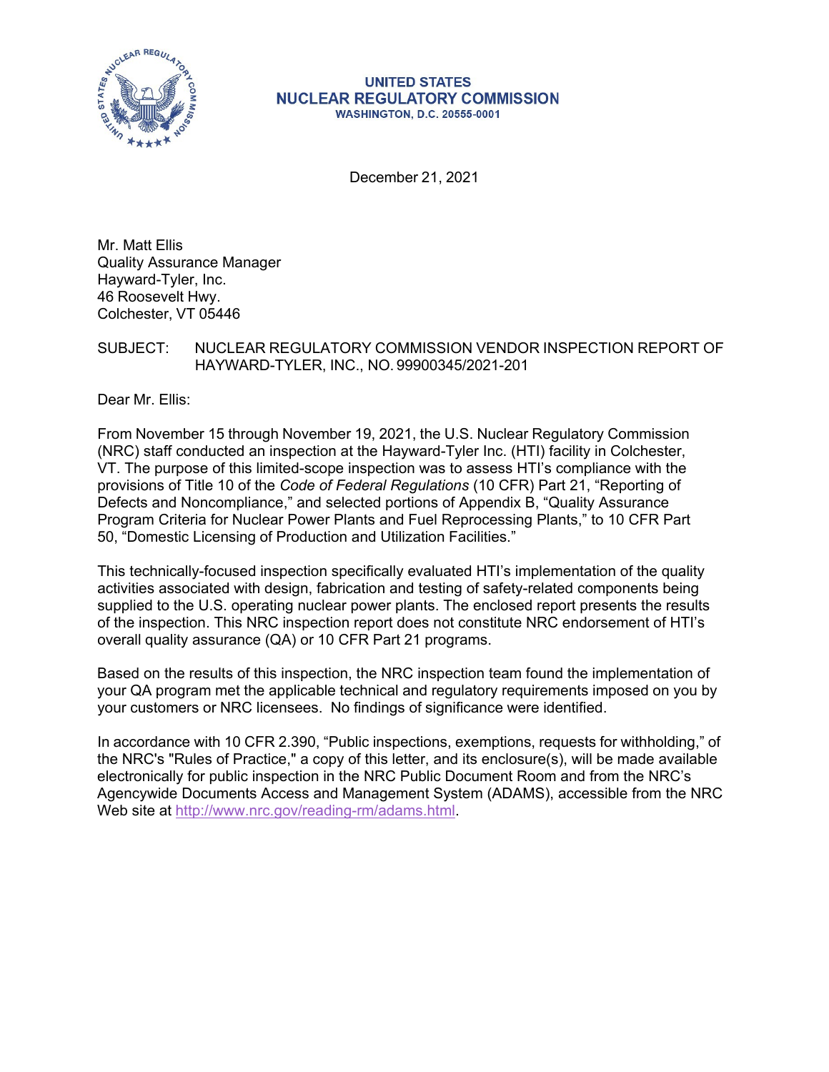**UNITED STATES**
**NUCLEAR REGULATORY COMMISSION**
**WASHINGTON, D.C. 20555-0001**

December 21, 2021

Mr. Matt Ellis
Quality Assurance Manager
Hayward-Tyler, Inc.
46 Roosevelt Hwy.
Colchester, VT 05446

SUBJECT: NUCLEAR REGULATORY COMMISSION VENDOR INSPECTION REPORT OF HAYWARD-TYLER, INC., NO. 99900345/2021-201

Dear Mr. Ellis:

From November 15 through November 19, 2021, the U.S. Nuclear Regulatory Commission (NRC) staff conducted an inspection at the Hayward-Tyler Inc. (HTI) facility in Colchester, VT. The purpose of this limited-scope inspection was to assess HTI's compliance with the provisions of Title 10 of the *Code of Federal Regulations* (10 CFR) Part 21, "Reporting of Defects and Noncompliance," and selected portions of Appendix B, "Quality Assurance Program Criteria for Nuclear Power Plants and Fuel Reprocessing Plants," to 10 CFR Part 50, "Domestic Licensing of Production and Utilization Facilities."

This technically-focused inspection specifically evaluated HTI's implementation of the quality activities associated with design, fabrication and testing of safety-related components being supplied to the U.S. operating nuclear power plants. The enclosed report presents the results of the inspection. This NRC inspection report does not constitute NRC endorsement of HTI's overall quality assurance (QA) or 10 CFR Part 21 programs.

Based on the results of this inspection, the NRC inspection team found the implementation of your QA program met the applicable technical and regulatory requirements imposed on you by your customers or NRC licensees. No findings of significance were identified.

In accordance with 10 CFR 2.390, "Public inspections, exemptions, requests for withholding," of the NRC's "Rules of Practice," a copy of this letter, and its enclosure(s), will be made available electronically for public inspection in the NRC Public Document Room and from the NRC's Agencywide Documents Access and Management System (ADAMS), accessible from the NRC Web site at http://www.nrc.gov/reading-rm/adams.html.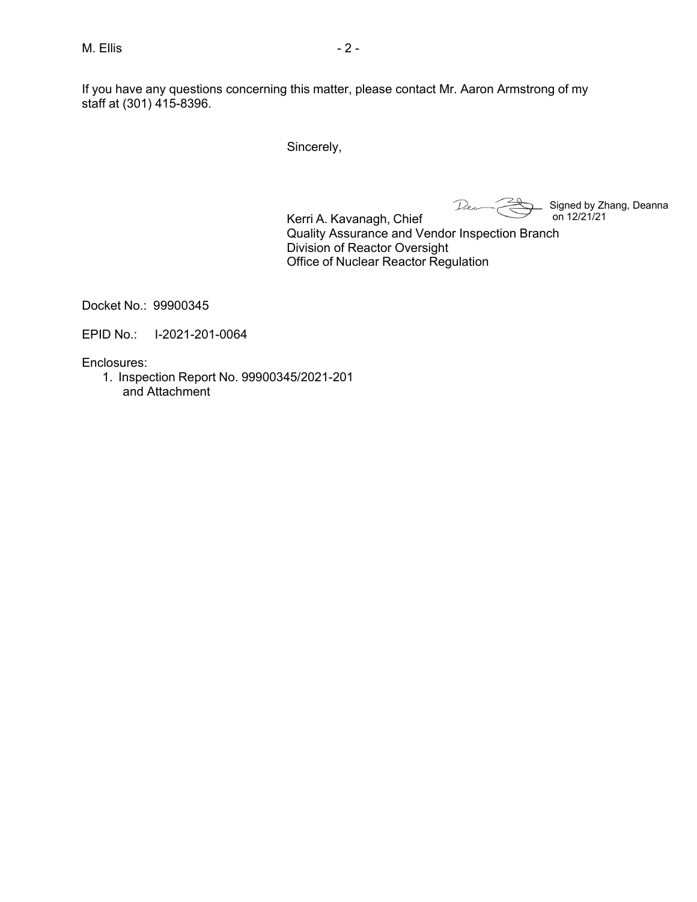If you have any questions concerning this matter, please contact Mr. Aaron Armstrong of my staff at (301) 415-8396.

Sincerely,

Signed by Zhang, Deanna on 12/21/21

Kerri A. Kavanagh, Chief
Quality Assurance and Vendor Inspection Branch
Division of Reactor Oversight
Office of Nuclear Reactor Regulation

Docket No.: 99900345

EPID No.: I-2021-201-0064

Enclosures:

1. Inspection Report No. 99900345/2021-201 and Attachment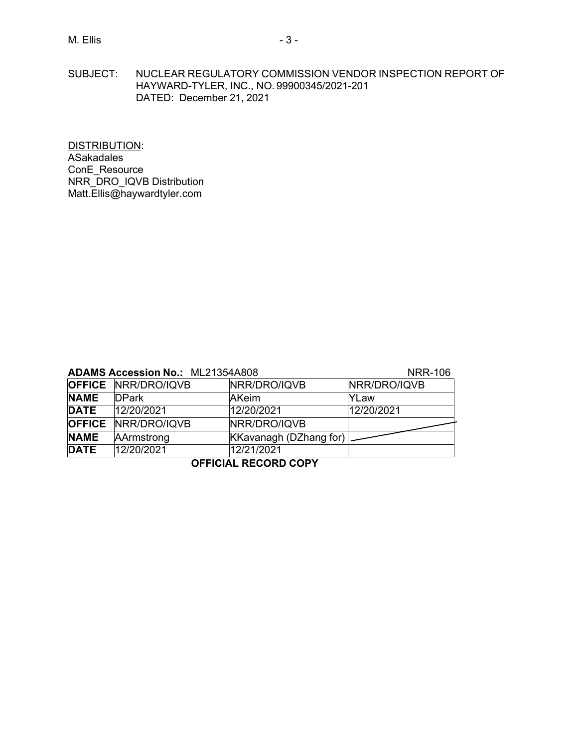SUBJECT: NUCLEAR REGULATORY COMMISSION VENDOR INSPECTION REPORT OF HAYWARD-TYLER, INC., NO. 99900345/2021-201
DATED: December 21, 2021

DISTRIBUTION:
ASakadales
ConE_Resource
NRR_DRO_IQVB Distribution
Matt.Ellis@haywardtyler.com

**ADAMS Accession No.:** ML21354A808 NRR-106

| **OFFICE** | NRR/DRO/IQVB | NRR/DRO/IQVB | NRR/DRO/IQVB |
|---|---|---|---|
| **NAME** | DPark | AKeim | YLaw |
| **DATE** | 12/20/2021 | 12/20/2021 | 12/20/2021 |
| **OFFICE** | NRR/DRO/IQVB | NRR/DRO/IQVB | |
| **NAME** | AArmstrong | KKavanagh (DZhang for) | |
| **DATE** | 12/20/2021 | 12/21/2021 | |

**OFFICIAL RECORD COPY**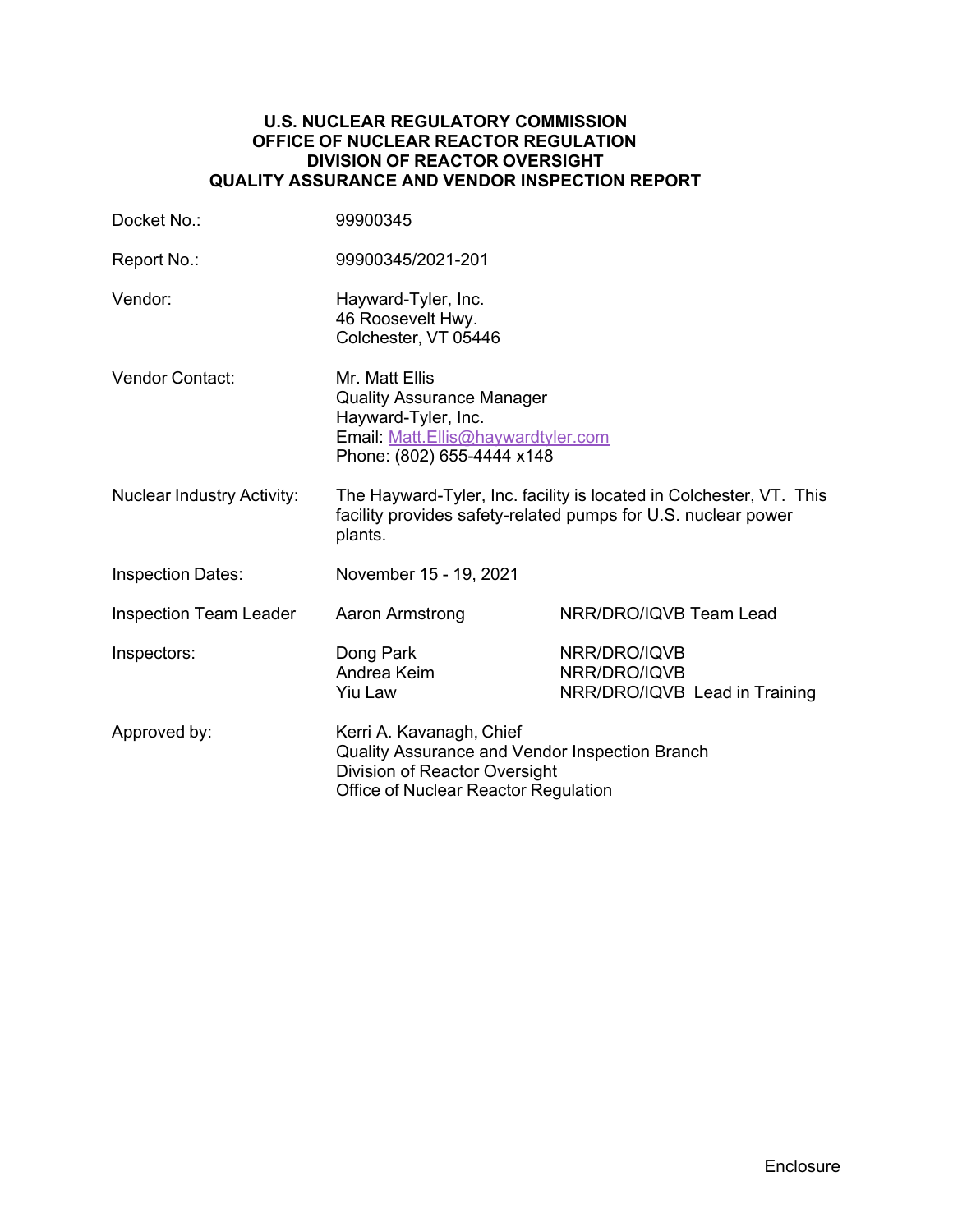**U.S. NUCLEAR REGULATORY COMMISSION**
**OFFICE OF NUCLEAR REACTOR REGULATION**
**DIVISION OF REACTOR OVERSIGHT**
**QUALITY ASSURANCE AND VENDOR INSPECTION REPORT**

| | | |
|---|---|---|
| Docket No.: | 99900345 | |
| Report No.: | 99900345/2021-201 | |
| Vendor: | Hayward-Tyler, Inc.<br>46 Roosevelt Hwy.<br>Colchester, VT 05446 | |
| Vendor Contact: | Mr. Matt Ellis<br>Quality Assurance Manager<br>Hayward-Tyler, Inc.<br>Email: Matt.Ellis@haywardtyler.com<br>Phone: (802) 655-4444 x148 | |
| Nuclear Industry Activity: | The Hayward-Tyler, Inc. facility is located in Colchester, VT. This facility provides safety-related pumps for U.S. nuclear power plants. | |
| Inspection Dates: | November 15 - 19, 2021 | |
| Inspection Team Leader | Aaron Armstrong | NRR/DRO/IQVB Team Lead |
| Inspectors: | Dong Park<br>Andrea Keim<br>Yiu Law | NRR/DRO/IQVB<br>NRR/DRO/IQVB<br>NRR/DRO/IQVB Lead in Training |
| Approved by: | Kerri A. Kavanagh, Chief<br>Quality Assurance and Vendor Inspection Branch<br>Division of Reactor Oversight<br>Office of Nuclear Reactor Regulation | |

Enclosure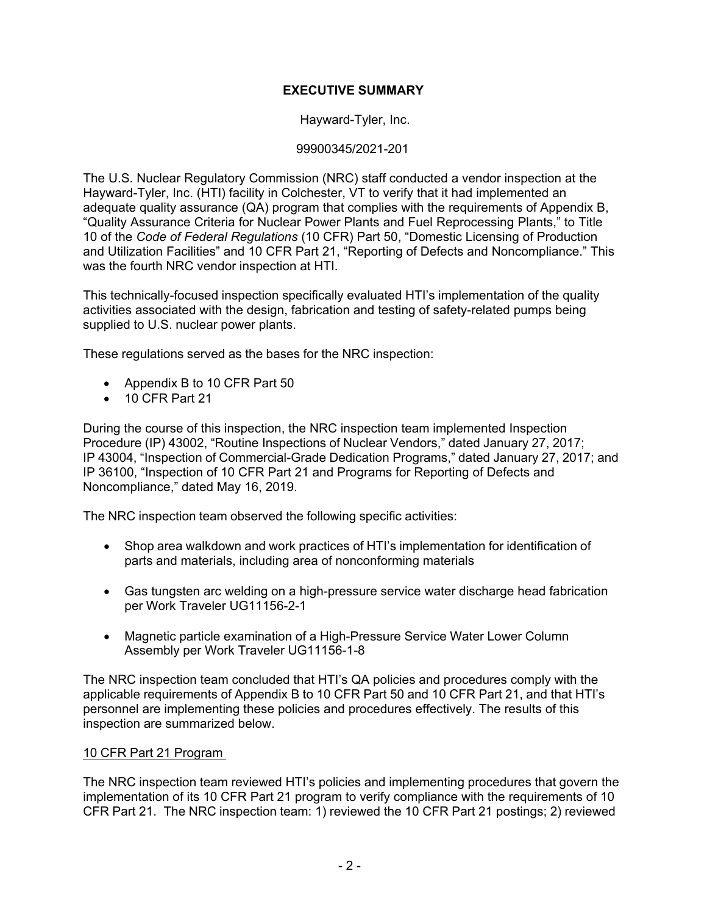# EXECUTIVE SUMMARY

Hayward-Tyler, Inc.

99900345/2021-201

The U.S. Nuclear Regulatory Commission (NRC) staff conducted a vendor inspection at the Hayward-Tyler, Inc. (HTI) facility in Colchester, VT to verify that it had implemented an adequate quality assurance (QA) program that complies with the requirements of Appendix B, "Quality Assurance Criteria for Nuclear Power Plants and Fuel Reprocessing Plants," to Title 10 of the *Code of Federal Regulations* (10 CFR) Part 50, "Domestic Licensing of Production and Utilization Facilities" and 10 CFR Part 21, "Reporting of Defects and Noncompliance." This was the fourth NRC vendor inspection at HTI.

This technically-focused inspection specifically evaluated HTI's implementation of the quality activities associated with the design, fabrication and testing of safety-related pumps being supplied to U.S. nuclear power plants.

These regulations served as the bases for the NRC inspection:

- Appendix B to 10 CFR Part 50
- 10 CFR Part 21

During the course of this inspection, the NRC inspection team implemented Inspection Procedure (IP) 43002, "Routine Inspections of Nuclear Vendors," dated January 27, 2017; IP 43004, "Inspection of Commercial-Grade Dedication Programs," dated January 27, 2017; and IP 36100, "Inspection of 10 CFR Part 21 and Programs for Reporting of Defects and Noncompliance," dated May 16, 2019.

The NRC inspection team observed the following specific activities:

- Shop area walkdown and work practices of HTI's implementation for identification of parts and materials, including area of nonconforming materials

- Gas tungsten arc welding on a high-pressure service water discharge head fabrication per Work Traveler UG11156-2-1

- Magnetic particle examination of a High-Pressure Service Water Lower Column Assembly per Work Traveler UG11156-1-8

The NRC inspection team concluded that HTI's QA policies and procedures comply with the applicable requirements of Appendix B to 10 CFR Part 50 and 10 CFR Part 21, and that HTI's personnel are implementing these policies and procedures effectively. The results of this inspection are summarized below.

## 10 CFR Part 21 Program

The NRC inspection team reviewed HTI's policies and implementing procedures that govern the implementation of its 10 CFR Part 21 program to verify compliance with the requirements of 10 CFR Part 21. The NRC inspection team: 1) reviewed the 10 CFR Part 21 postings; 2) reviewed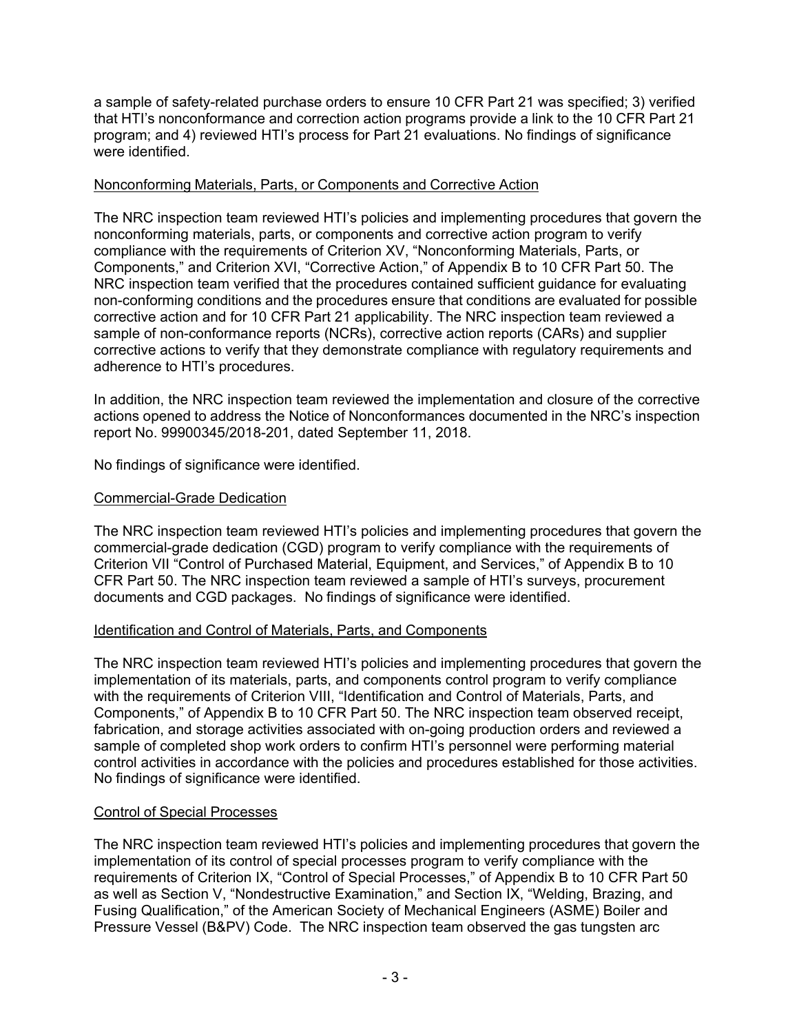a sample of safety-related purchase orders to ensure 10 CFR Part 21 was specified; 3) verified that HTI's nonconformance and correction action programs provide a link to the 10 CFR Part 21 program; and 4) reviewed HTI's process for Part 21 evaluations. No findings of significance were identified.

Nonconforming Materials, Parts, or Components and Corrective Action

The NRC inspection team reviewed HTI's policies and implementing procedures that govern the nonconforming materials, parts, or components and corrective action program to verify compliance with the requirements of Criterion XV, "Nonconforming Materials, Parts, or Components," and Criterion XVI, "Corrective Action," of Appendix B to 10 CFR Part 50. The NRC inspection team verified that the procedures contained sufficient guidance for evaluating non-conforming conditions and the procedures ensure that conditions are evaluated for possible corrective action and for 10 CFR Part 21 applicability. The NRC inspection team reviewed a sample of non-conformance reports (NCRs), corrective action reports (CARs) and supplier corrective actions to verify that they demonstrate compliance with regulatory requirements and adherence to HTI's procedures.

In addition, the NRC inspection team reviewed the implementation and closure of the corrective actions opened to address the Notice of Nonconformances documented in the NRC's inspection report No. 99900345/2018-201, dated September 11, 2018.

No findings of significance were identified.

Commercial-Grade Dedication

The NRC inspection team reviewed HTI's policies and implementing procedures that govern the commercial-grade dedication (CGD) program to verify compliance with the requirements of Criterion VII "Control of Purchased Material, Equipment, and Services," of Appendix B to 10 CFR Part 50. The NRC inspection team reviewed a sample of HTI's surveys, procurement documents and CGD packages. No findings of significance were identified.

Identification and Control of Materials, Parts, and Components

The NRC inspection team reviewed HTI's policies and implementing procedures that govern the implementation of its materials, parts, and components control program to verify compliance with the requirements of Criterion VIII, "Identification and Control of Materials, Parts, and Components," of Appendix B to 10 CFR Part 50. The NRC inspection team observed receipt, fabrication, and storage activities associated with on-going production orders and reviewed a sample of completed shop work orders to confirm HTI's personnel were performing material control activities in accordance with the policies and procedures established for those activities. No findings of significance were identified.

Control of Special Processes

The NRC inspection team reviewed HTI's policies and implementing procedures that govern the implementation of its control of special processes program to verify compliance with the requirements of Criterion IX, "Control of Special Processes," of Appendix B to 10 CFR Part 50 as well as Section V, "Nondestructive Examination," and Section IX, "Welding, Brazing, and Fusing Qualification," of the American Society of Mechanical Engineers (ASME) Boiler and Pressure Vessel (B&PV) Code. The NRC inspection team observed the gas tungsten arc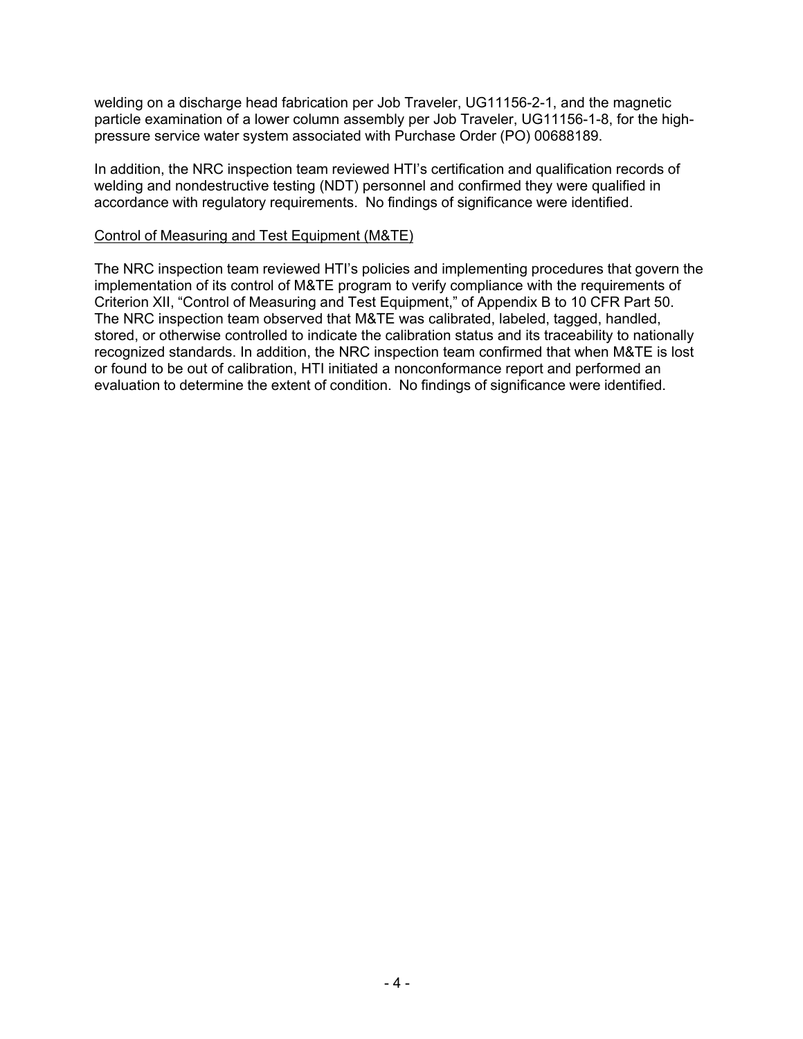welding on a discharge head fabrication per Job Traveler, UG11156-2-1, and the magnetic particle examination of a lower column assembly per Job Traveler, UG11156-1-8, for the high-pressure service water system associated with Purchase Order (PO) 00688189.

In addition, the NRC inspection team reviewed HTI's certification and qualification records of welding and nondestructive testing (NDT) personnel and confirmed they were qualified in accordance with regulatory requirements. No findings of significance were identified.

<u>Control of Measuring and Test Equipment (M&TE)</u>

The NRC inspection team reviewed HTI's policies and implementing procedures that govern the implementation of its control of M&TE program to verify compliance with the requirements of Criterion XII, "Control of Measuring and Test Equipment," of Appendix B to 10 CFR Part 50. The NRC inspection team observed that M&TE was calibrated, labeled, tagged, handled, stored, or otherwise controlled to indicate the calibration status and its traceability to nationally recognized standards. In addition, the NRC inspection team confirmed that when M&TE is lost or found to be out of calibration, HTI initiated a nonconformance report and performed an evaluation to determine the extent of condition. No findings of significance were identified.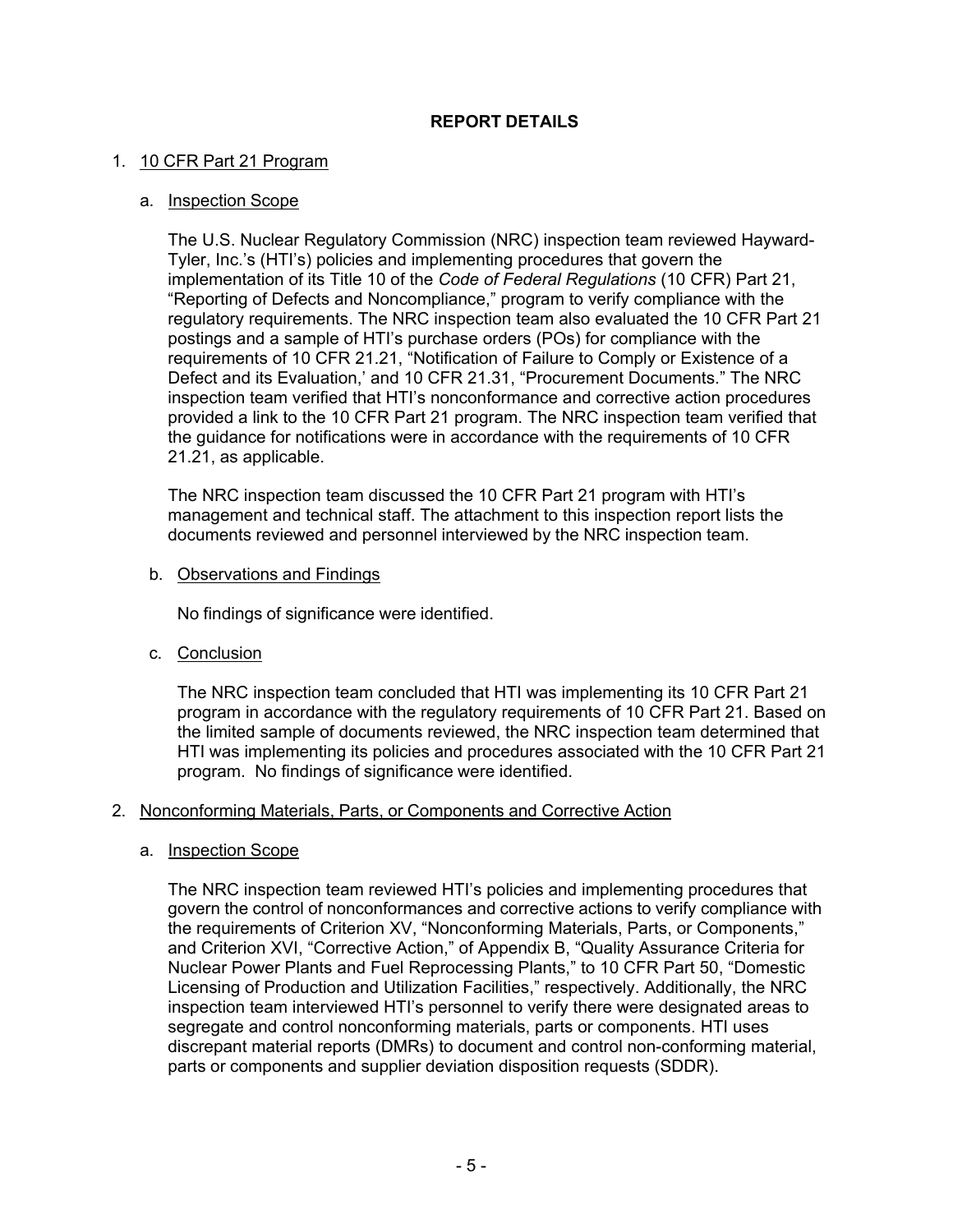# REPORT DETAILS

1. 10 CFR Part 21 Program

    a. Inspection Scope

    The U.S. Nuclear Regulatory Commission (NRC) inspection team reviewed Hayward-Tyler, Inc.'s (HTI's) policies and implementing procedures that govern the implementation of its Title 10 of the *Code of Federal Regulations* (10 CFR) Part 21, "Reporting of Defects and Noncompliance," program to verify compliance with the regulatory requirements. The NRC inspection team also evaluated the 10 CFR Part 21 postings and a sample of HTI's purchase orders (POs) for compliance with the requirements of 10 CFR 21.21, "Notification of Failure to Comply or Existence of a Defect and its Evaluation,' and 10 CFR 21.31, "Procurement Documents." The NRC inspection team verified that HTI's nonconformance and corrective action procedures provided a link to the 10 CFR Part 21 program. The NRC inspection team verified that the guidance for notifications were in accordance with the requirements of 10 CFR 21.21, as applicable.

    The NRC inspection team discussed the 10 CFR Part 21 program with HTI's management and technical staff. The attachment to this inspection report lists the documents reviewed and personnel interviewed by the NRC inspection team.

    b. Observations and Findings

    No findings of significance were identified.

    c. Conclusion

    The NRC inspection team concluded that HTI was implementing its 10 CFR Part 21 program in accordance with the regulatory requirements of 10 CFR Part 21. Based on the limited sample of documents reviewed, the NRC inspection team determined that HTI was implementing its policies and procedures associated with the 10 CFR Part 21 program. No findings of significance were identified.

2. Nonconforming Materials, Parts, or Components and Corrective Action

    a. Inspection Scope

    The NRC inspection team reviewed HTI's policies and implementing procedures that govern the control of nonconformances and corrective actions to verify compliance with the requirements of Criterion XV, "Nonconforming Materials, Parts, or Components," and Criterion XVI, "Corrective Action," of Appendix B, "Quality Assurance Criteria for Nuclear Power Plants and Fuel Reprocessing Plants," to 10 CFR Part 50, "Domestic Licensing of Production and Utilization Facilities," respectively. Additionally, the NRC inspection team interviewed HTI's personnel to verify there were designated areas to segregate and control nonconforming materials, parts or components. HTI uses discrepant material reports (DMRs) to document and control non-conforming material, parts or components and supplier deviation disposition requests (SDDR).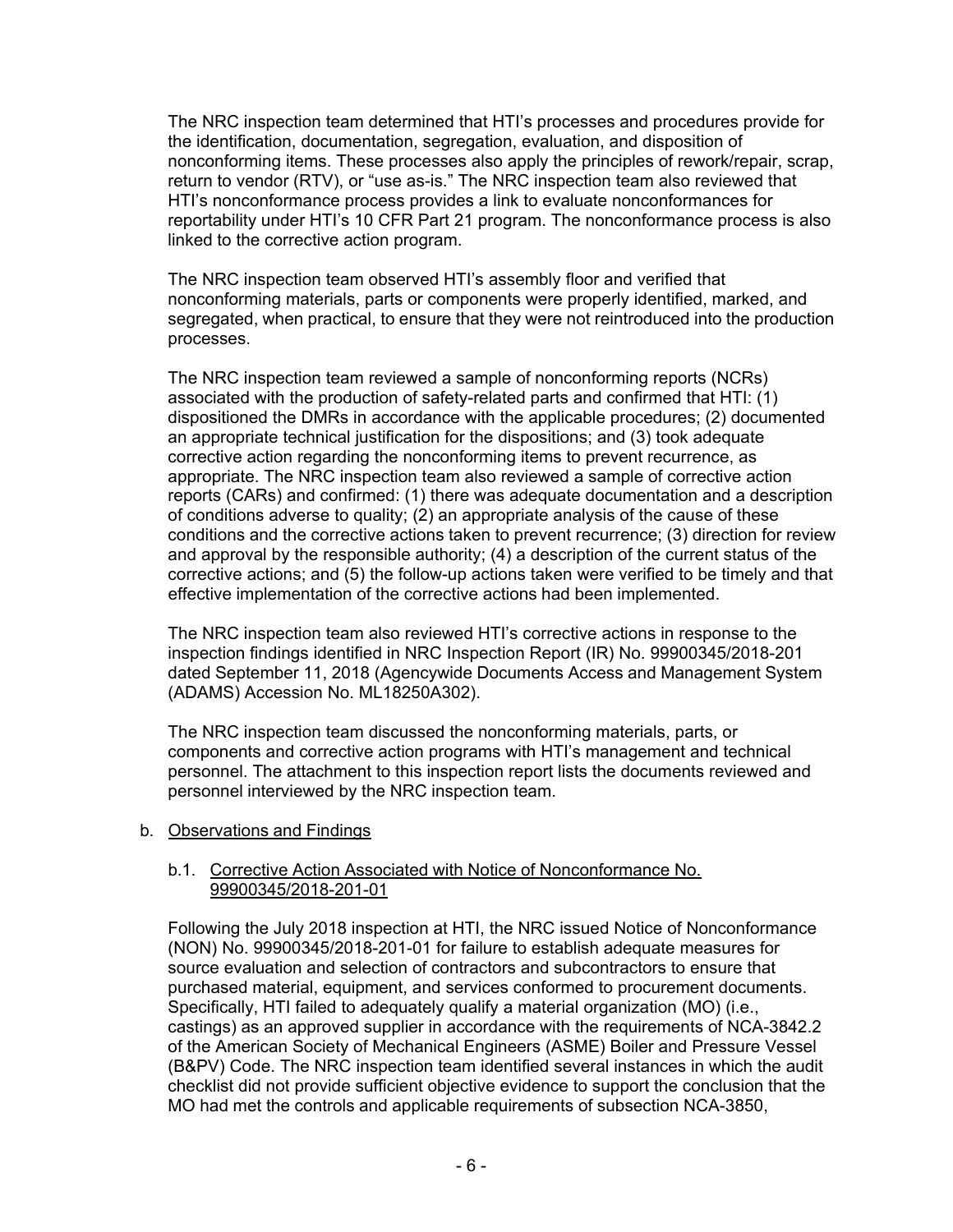The NRC inspection team determined that HTI's processes and procedures provide for the identification, documentation, segregation, evaluation, and disposition of nonconforming items. These processes also apply the principles of rework/repair, scrap, return to vendor (RTV), or "use as-is." The NRC inspection team also reviewed that HTI's nonconformance process provides a link to evaluate nonconformances for reportability under HTI's 10 CFR Part 21 program. The nonconformance process is also linked to the corrective action program.

The NRC inspection team observed HTI's assembly floor and verified that nonconforming materials, parts or components were properly identified, marked, and segregated, when practical, to ensure that they were not reintroduced into the production processes.

The NRC inspection team reviewed a sample of nonconforming reports (NCRs) associated with the production of safety-related parts and confirmed that HTI: (1) dispositioned the DMRs in accordance with the applicable procedures; (2) documented an appropriate technical justification for the dispositions; and (3) took adequate corrective action regarding the nonconforming items to prevent recurrence, as appropriate. The NRC inspection team also reviewed a sample of corrective action reports (CARs) and confirmed: (1) there was adequate documentation and a description of conditions adverse to quality; (2) an appropriate analysis of the cause of these conditions and the corrective actions taken to prevent recurrence; (3) direction for review and approval by the responsible authority; (4) a description of the current status of the corrective actions; and (5) the follow-up actions taken were verified to be timely and that effective implementation of the corrective actions had been implemented.

The NRC inspection team also reviewed HTI's corrective actions in response to the inspection findings identified in NRC Inspection Report (IR) No. 99900345/2018-201 dated September 11, 2018 (Agencywide Documents Access and Management System (ADAMS) Accession No. ML18250A302).

The NRC inspection team discussed the nonconforming materials, parts, or components and corrective action programs with HTI's management and technical personnel. The attachment to this inspection report lists the documents reviewed and personnel interviewed by the NRC inspection team.

b. Observations and Findings

b.1. Corrective Action Associated with Notice of Nonconformance No. 99900345/2018-201-01

Following the July 2018 inspection at HTI, the NRC issued Notice of Nonconformance (NON) No. 99900345/2018-201-01 for failure to establish adequate measures for source evaluation and selection of contractors and subcontractors to ensure that purchased material, equipment, and services conformed to procurement documents. Specifically, HTI failed to adequately qualify a material organization (MO) (i.e., castings) as an approved supplier in accordance with the requirements of NCA-3842.2 of the American Society of Mechanical Engineers (ASME) Boiler and Pressure Vessel (B&PV) Code. The NRC inspection team identified several instances in which the audit checklist did not provide sufficient objective evidence to support the conclusion that the MO had met the controls and applicable requirements of subsection NCA-3850,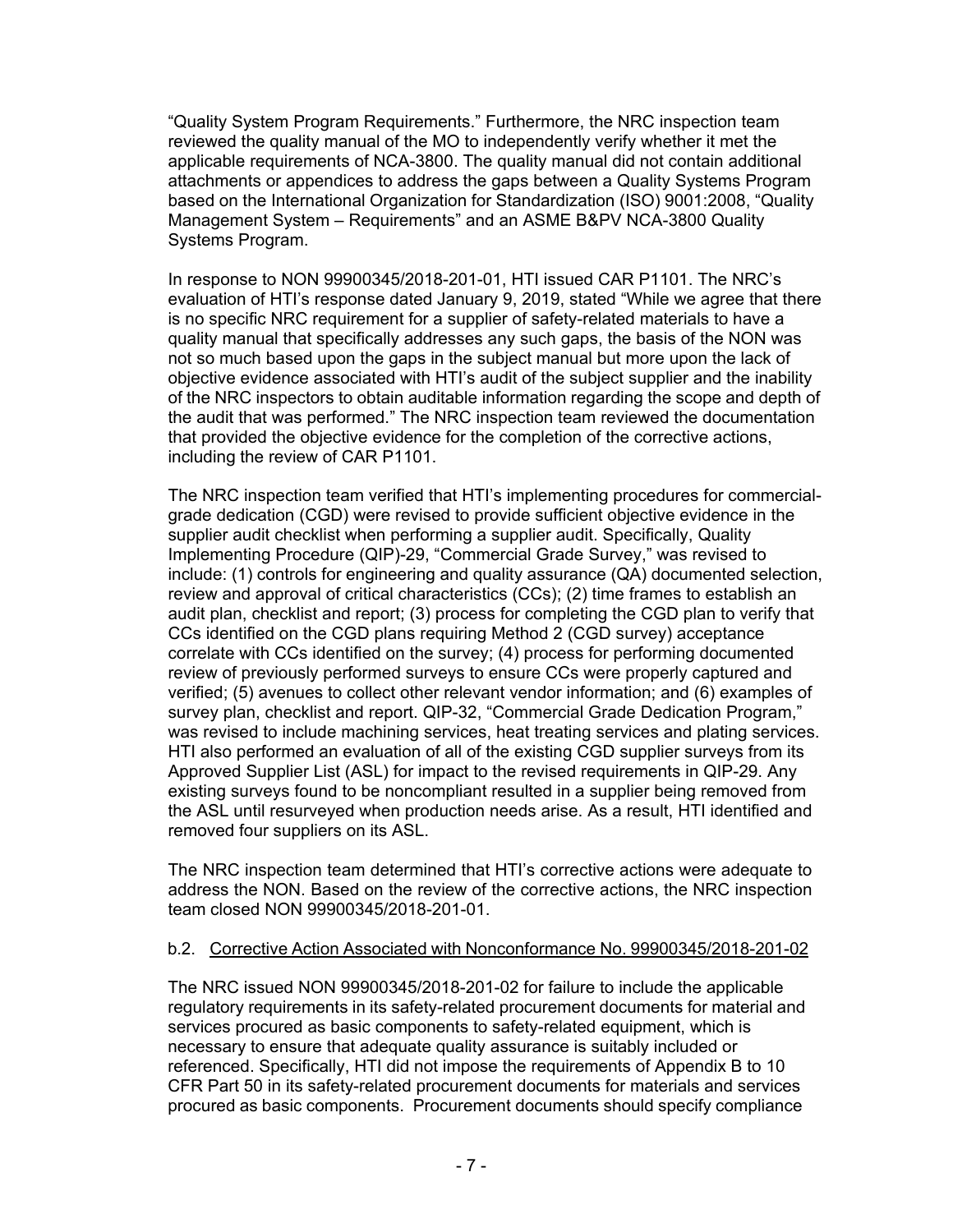"Quality System Program Requirements." Furthermore, the NRC inspection team reviewed the quality manual of the MO to independently verify whether it met the applicable requirements of NCA-3800. The quality manual did not contain additional attachments or appendices to address the gaps between a Quality Systems Program based on the International Organization for Standardization (ISO) 9001:2008, "Quality Management System – Requirements" and an ASME B&PV NCA-3800 Quality Systems Program.

In response to NON 99900345/2018-201-01, HTI issued CAR P1101. The NRC's evaluation of HTI's response dated January 9, 2019, stated "While we agree that there is no specific NRC requirement for a supplier of safety-related materials to have a quality manual that specifically addresses any such gaps, the basis of the NON was not so much based upon the gaps in the subject manual but more upon the lack of objective evidence associated with HTI's audit of the subject supplier and the inability of the NRC inspectors to obtain auditable information regarding the scope and depth of the audit that was performed." The NRC inspection team reviewed the documentation that provided the objective evidence for the completion of the corrective actions, including the review of CAR P1101.

The NRC inspection team verified that HTI's implementing procedures for commercial-grade dedication (CGD) were revised to provide sufficient objective evidence in the supplier audit checklist when performing a supplier audit. Specifically, Quality Implementing Procedure (QIP)-29, "Commercial Grade Survey," was revised to include: (1) controls for engineering and quality assurance (QA) documented selection, review and approval of critical characteristics (CCs); (2) time frames to establish an audit plan, checklist and report; (3) process for completing the CGD plan to verify that CCs identified on the CGD plans requiring Method 2 (CGD survey) acceptance correlate with CCs identified on the survey; (4) process for performing documented review of previously performed surveys to ensure CCs were properly captured and verified; (5) avenues to collect other relevant vendor information; and (6) examples of survey plan, checklist and report. QIP-32, "Commercial Grade Dedication Program," was revised to include machining services, heat treating services and plating services. HTI also performed an evaluation of all of the existing CGD supplier surveys from its Approved Supplier List (ASL) for impact to the revised requirements in QIP-29. Any existing surveys found to be noncompliant resulted in a supplier being removed from the ASL until resurveyed when production needs arise. As a result, HTI identified and removed four suppliers on its ASL.

The NRC inspection team determined that HTI's corrective actions were adequate to address the NON. Based on the review of the corrective actions, the NRC inspection team closed NON 99900345/2018-201-01.

b.2. Corrective Action Associated with Nonconformance No. 99900345/2018-201-02

The NRC issued NON 99900345/2018-201-02 for failure to include the applicable regulatory requirements in its safety-related procurement documents for material and services procured as basic components to safety-related equipment, which is necessary to ensure that adequate quality assurance is suitably included or referenced. Specifically, HTI did not impose the requirements of Appendix B to 10 CFR Part 50 in its safety-related procurement documents for materials and services procured as basic components. Procurement documents should specify compliance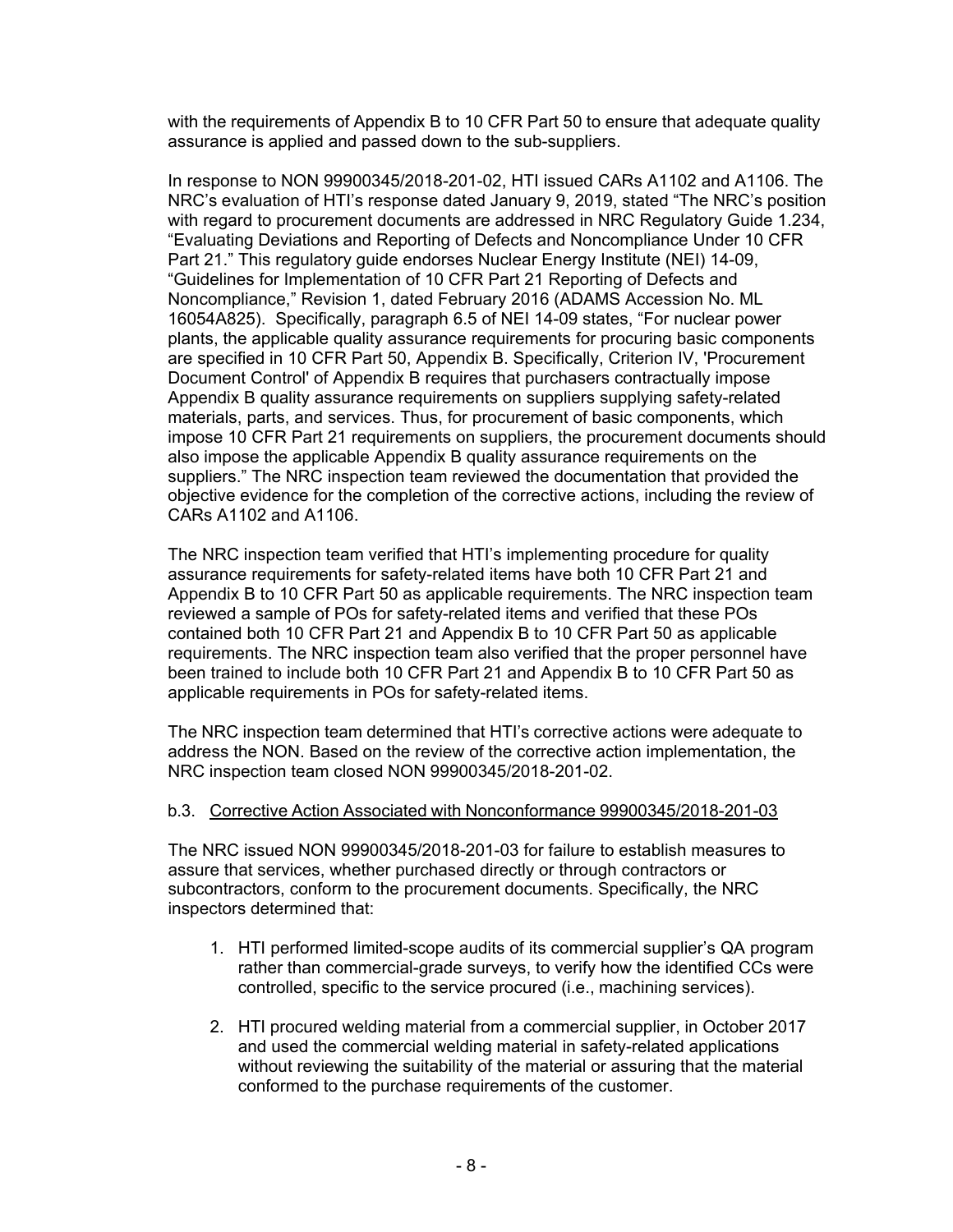with the requirements of Appendix B to 10 CFR Part 50 to ensure that adequate quality assurance is applied and passed down to the sub-suppliers.

In response to NON 99900345/2018-201-02, HTI issued CARs A1102 and A1106. The NRC's evaluation of HTI's response dated January 9, 2019, stated "The NRC's position with regard to procurement documents are addressed in NRC Regulatory Guide 1.234, "Evaluating Deviations and Reporting of Defects and Noncompliance Under 10 CFR Part 21." This regulatory guide endorses Nuclear Energy Institute (NEI) 14-09, "Guidelines for Implementation of 10 CFR Part 21 Reporting of Defects and Noncompliance," Revision 1, dated February 2016 (ADAMS Accession No. ML 16054A825). Specifically, paragraph 6.5 of NEI 14-09 states, "For nuclear power plants, the applicable quality assurance requirements for procuring basic components are specified in 10 CFR Part 50, Appendix B. Specifically, Criterion IV, 'Procurement Document Control' of Appendix B requires that purchasers contractually impose Appendix B quality assurance requirements on suppliers supplying safety-related materials, parts, and services. Thus, for procurement of basic components, which impose 10 CFR Part 21 requirements on suppliers, the procurement documents should also impose the applicable Appendix B quality assurance requirements on the suppliers." The NRC inspection team reviewed the documentation that provided the objective evidence for the completion of the corrective actions, including the review of CARs A1102 and A1106.

The NRC inspection team verified that HTI's implementing procedure for quality assurance requirements for safety-related items have both 10 CFR Part 21 and Appendix B to 10 CFR Part 50 as applicable requirements. The NRC inspection team reviewed a sample of POs for safety-related items and verified that these POs contained both 10 CFR Part 21 and Appendix B to 10 CFR Part 50 as applicable requirements. The NRC inspection team also verified that the proper personnel have been trained to include both 10 CFR Part 21 and Appendix B to 10 CFR Part 50 as applicable requirements in POs for safety-related items.

The NRC inspection team determined that HTI's corrective actions were adequate to address the NON. Based on the review of the corrective action implementation, the NRC inspection team closed NON 99900345/2018-201-02.

b.3. Corrective Action Associated with Nonconformance 99900345/2018-201-03

The NRC issued NON 99900345/2018-201-03 for failure to establish measures to assure that services, whether purchased directly or through contractors or subcontractors, conform to the procurement documents. Specifically, the NRC inspectors determined that:

1. HTI performed limited-scope audits of its commercial supplier's QA program rather than commercial-grade surveys, to verify how the identified CCs were controlled, specific to the service procured (i.e., machining services).

2. HTI procured welding material from a commercial supplier, in October 2017 and used the commercial welding material in safety-related applications without reviewing the suitability of the material or assuring that the material conformed to the purchase requirements of the customer.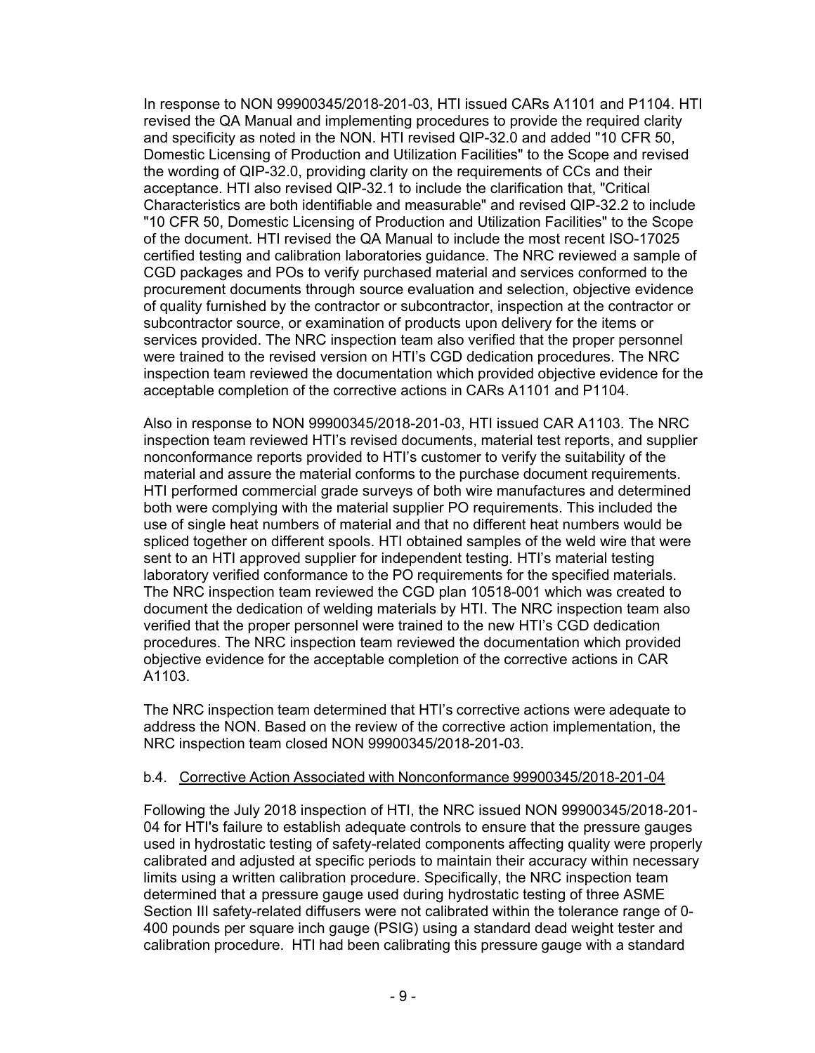In response to NON 99900345/2018-201-03, HTI issued CARs A1101 and P1104. HTI revised the QA Manual and implementing procedures to provide the required clarity and specificity as noted in the NON. HTI revised QIP-32.0 and added "10 CFR 50, Domestic Licensing of Production and Utilization Facilities" to the Scope and revised the wording of QIP-32.0, providing clarity on the requirements of CCs and their acceptance. HTI also revised QIP-32.1 to include the clarification that, "Critical Characteristics are both identifiable and measurable" and revised QIP-32.2 to include "10 CFR 50, Domestic Licensing of Production and Utilization Facilities" to the Scope of the document. HTI revised the QA Manual to include the most recent ISO-17025 certified testing and calibration laboratories guidance. The NRC reviewed a sample of CGD packages and POs to verify purchased material and services conformed to the procurement documents through source evaluation and selection, objective evidence of quality furnished by the contractor or subcontractor, inspection at the contractor or subcontractor source, or examination of products upon delivery for the items or services provided. The NRC inspection team also verified that the proper personnel were trained to the revised version on HTI's CGD dedication procedures. The NRC inspection team reviewed the documentation which provided objective evidence for the acceptable completion of the corrective actions in CARs A1101 and P1104.

Also in response to NON 99900345/2018-201-03, HTI issued CAR A1103. The NRC inspection team reviewed HTI's revised documents, material test reports, and supplier nonconformance reports provided to HTI's customer to verify the suitability of the material and assure the material conforms to the purchase document requirements. HTI performed commercial grade surveys of both wire manufactures and determined both were complying with the material supplier PO requirements. This included the use of single heat numbers of material and that no different heat numbers would be spliced together on different spools. HTI obtained samples of the weld wire that were sent to an HTI approved supplier for independent testing. HTI's material testing laboratory verified conformance to the PO requirements for the specified materials. The NRC inspection team reviewed the CGD plan 10518-001 which was created to document the dedication of welding materials by HTI. The NRC inspection team also verified that the proper personnel were trained to the new HTI's CGD dedication procedures. The NRC inspection team reviewed the documentation which provided objective evidence for the acceptable completion of the corrective actions in CAR A1103.

The NRC inspection team determined that HTI's corrective actions were adequate to address the NON. Based on the review of the corrective action implementation, the NRC inspection team closed NON 99900345/2018-201-03.

b.4. Corrective Action Associated with Nonconformance 99900345/2018-201-04

Following the July 2018 inspection of HTI, the NRC issued NON 99900345/2018-201-04 for HTI's failure to establish adequate controls to ensure that the pressure gauges used in hydrostatic testing of safety-related components affecting quality were properly calibrated and adjusted at specific periods to maintain their accuracy within necessary limits using a written calibration procedure. Specifically, the NRC inspection team determined that a pressure gauge used during hydrostatic testing of three ASME Section III safety-related diffusers were not calibrated within the tolerance range of 0-400 pounds per square inch gauge (PSIG) using a standard dead weight tester and calibration procedure. HTI had been calibrating this pressure gauge with a standard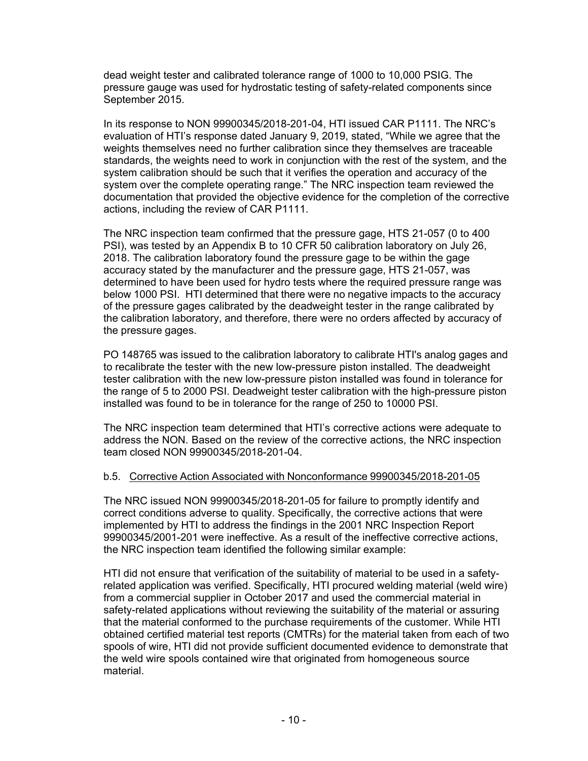dead weight tester and calibrated tolerance range of 1000 to 10,000 PSIG. The pressure gauge was used for hydrostatic testing of safety-related components since September 2015.

In its response to NON 99900345/2018-201-04, HTI issued CAR P1111. The NRC's evaluation of HTI's response dated January 9, 2019, stated, "While we agree that the weights themselves need no further calibration since they themselves are traceable standards, the weights need to work in conjunction with the rest of the system, and the system calibration should be such that it verifies the operation and accuracy of the system over the complete operating range." The NRC inspection team reviewed the documentation that provided the objective evidence for the completion of the corrective actions, including the review of CAR P1111.

The NRC inspection team confirmed that the pressure gage, HTS 21-057 (0 to 400 PSI), was tested by an Appendix B to 10 CFR 50 calibration laboratory on July 26, 2018. The calibration laboratory found the pressure gage to be within the gage accuracy stated by the manufacturer and the pressure gage, HTS 21-057, was determined to have been used for hydro tests where the required pressure range was below 1000 PSI. HTI determined that there were no negative impacts to the accuracy of the pressure gages calibrated by the deadweight tester in the range calibrated by the calibration laboratory, and therefore, there were no orders affected by accuracy of the pressure gages.

PO 148765 was issued to the calibration laboratory to calibrate HTI's analog gages and to recalibrate the tester with the new low-pressure piston installed. The deadweight tester calibration with the new low-pressure piston installed was found in tolerance for the range of 5 to 2000 PSI. Deadweight tester calibration with the high-pressure piston installed was found to be in tolerance for the range of 250 to 10000 PSI.

The NRC inspection team determined that HTI's corrective actions were adequate to address the NON. Based on the review of the corrective actions, the NRC inspection team closed NON 99900345/2018-201-04.

b.5. Corrective Action Associated with Nonconformance 99900345/2018-201-05

The NRC issued NON 99900345/2018-201-05 for failure to promptly identify and correct conditions adverse to quality. Specifically, the corrective actions that were implemented by HTI to address the findings in the 2001 NRC Inspection Report 99900345/2001-201 were ineffective. As a result of the ineffective corrective actions, the NRC inspection team identified the following similar example:

HTI did not ensure that verification of the suitability of material to be used in a safety-related application was verified. Specifically, HTI procured welding material (weld wire) from a commercial supplier in October 2017 and used the commercial material in safety-related applications without reviewing the suitability of the material or assuring that the material conformed to the purchase requirements of the customer. While HTI obtained certified material test reports (CMTRs) for the material taken from each of two spools of wire, HTI did not provide sufficient documented evidence to demonstrate that the weld wire spools contained wire that originated from homogeneous source material.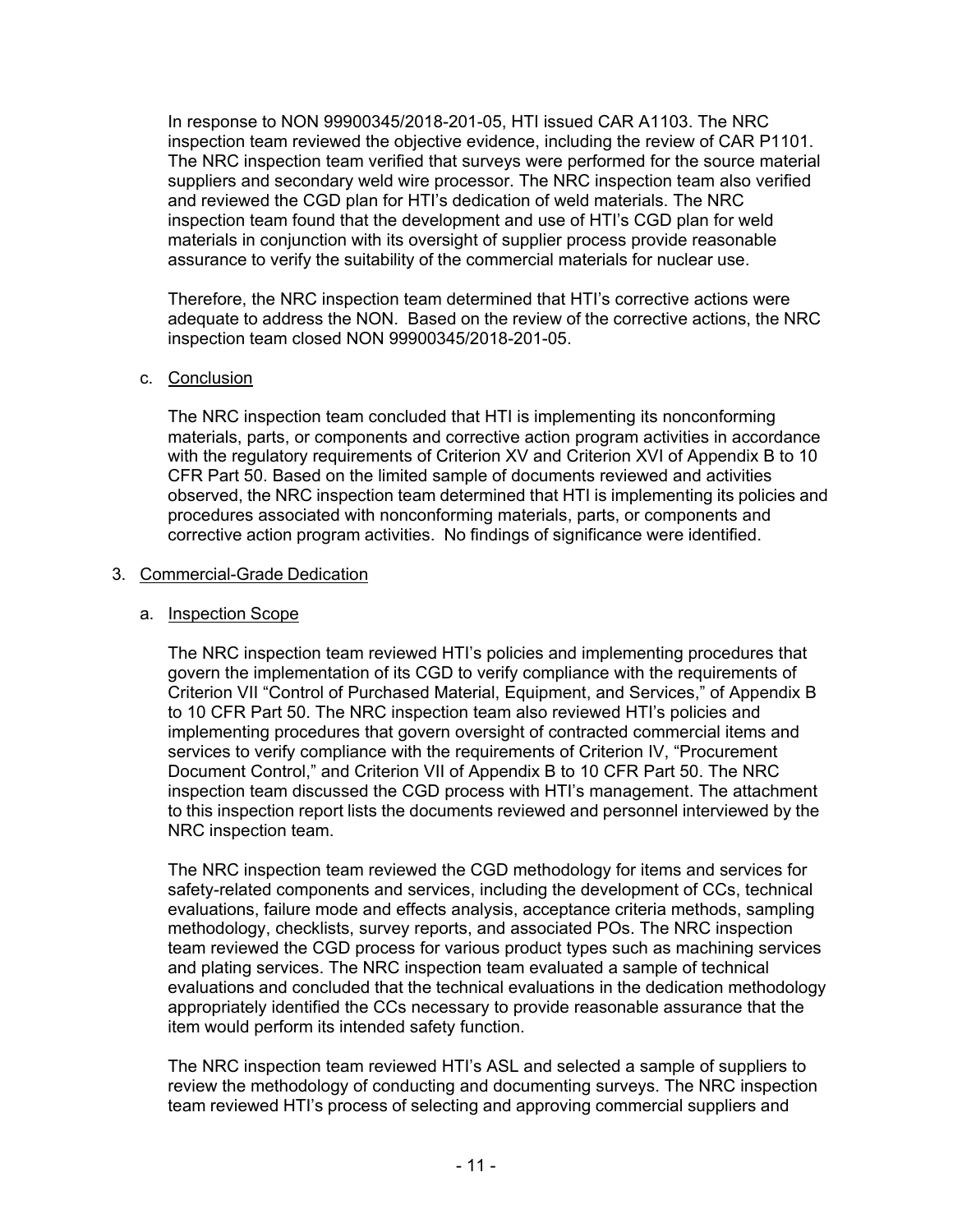In response to NON 99900345/2018-201-05, HTI issued CAR A1103. The NRC inspection team reviewed the objective evidence, including the review of CAR P1101. The NRC inspection team verified that surveys were performed for the source material suppliers and secondary weld wire processor. The NRC inspection team also verified and reviewed the CGD plan for HTI's dedication of weld materials. The NRC inspection team found that the development and use of HTI's CGD plan for weld materials in conjunction with its oversight of supplier process provide reasonable assurance to verify the suitability of the commercial materials for nuclear use.

Therefore, the NRC inspection team determined that HTI's corrective actions were adequate to address the NON. Based on the review of the corrective actions, the NRC inspection team closed NON 99900345/2018-201-05.

c. Conclusion

The NRC inspection team concluded that HTI is implementing its nonconforming materials, parts, or components and corrective action program activities in accordance with the regulatory requirements of Criterion XV and Criterion XVI of Appendix B to 10 CFR Part 50. Based on the limited sample of documents reviewed and activities observed, the NRC inspection team determined that HTI is implementing its policies and procedures associated with nonconforming materials, parts, or components and corrective action program activities. No findings of significance were identified.

## 3. Commercial-Grade Dedication

a. Inspection Scope

The NRC inspection team reviewed HTI's policies and implementing procedures that govern the implementation of its CGD to verify compliance with the requirements of Criterion VII "Control of Purchased Material, Equipment, and Services," of Appendix B to 10 CFR Part 50. The NRC inspection team also reviewed HTI's policies and implementing procedures that govern oversight of contracted commercial items and services to verify compliance with the requirements of Criterion IV, "Procurement Document Control," and Criterion VII of Appendix B to 10 CFR Part 50. The NRC inspection team discussed the CGD process with HTI's management. The attachment to this inspection report lists the documents reviewed and personnel interviewed by the NRC inspection team.

The NRC inspection team reviewed the CGD methodology for items and services for safety-related components and services, including the development of CCs, technical evaluations, failure mode and effects analysis, acceptance criteria methods, sampling methodology, checklists, survey reports, and associated POs. The NRC inspection team reviewed the CGD process for various product types such as machining services and plating services. The NRC inspection team evaluated a sample of technical evaluations and concluded that the technical evaluations in the dedication methodology appropriately identified the CCs necessary to provide reasonable assurance that the item would perform its intended safety function.

The NRC inspection team reviewed HTI's ASL and selected a sample of suppliers to review the methodology of conducting and documenting surveys. The NRC inspection team reviewed HTI's process of selecting and approving commercial suppliers and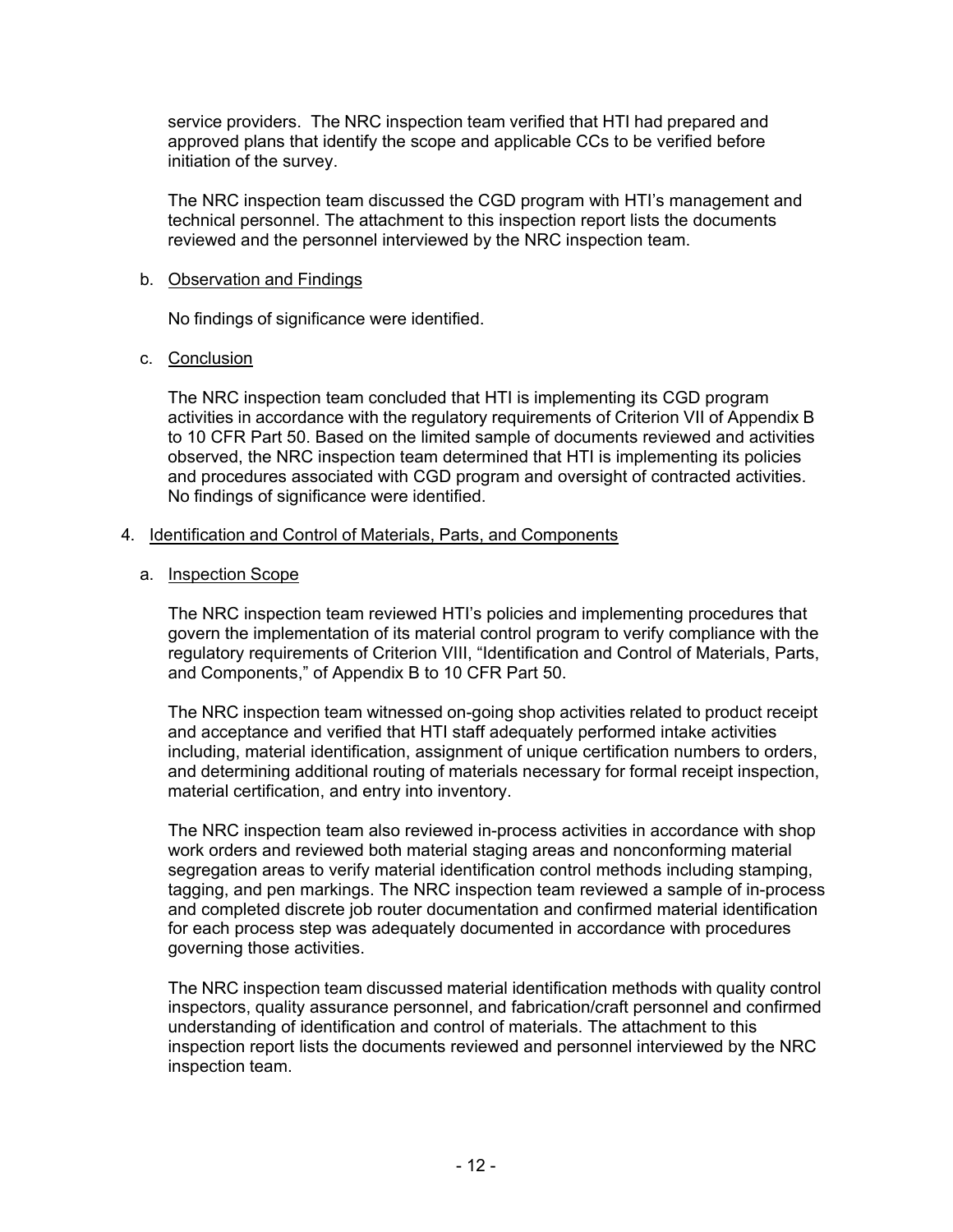service providers. The NRC inspection team verified that HTI had prepared and approved plans that identify the scope and applicable CCs to be verified before initiation of the survey.

The NRC inspection team discussed the CGD program with HTI's management and technical personnel. The attachment to this inspection report lists the documents reviewed and the personnel interviewed by the NRC inspection team.

b. Observation and Findings

No findings of significance were identified.

c. Conclusion

The NRC inspection team concluded that HTI is implementing its CGD program activities in accordance with the regulatory requirements of Criterion VII of Appendix B to 10 CFR Part 50. Based on the limited sample of documents reviewed and activities observed, the NRC inspection team determined that HTI is implementing its policies and procedures associated with CGD program and oversight of contracted activities. No findings of significance were identified.

4. Identification and Control of Materials, Parts, and Components

a. Inspection Scope

The NRC inspection team reviewed HTI's policies and implementing procedures that govern the implementation of its material control program to verify compliance with the regulatory requirements of Criterion VIII, "Identification and Control of Materials, Parts, and Components," of Appendix B to 10 CFR Part 50.

The NRC inspection team witnessed on-going shop activities related to product receipt and acceptance and verified that HTI staff adequately performed intake activities including, material identification, assignment of unique certification numbers to orders, and determining additional routing of materials necessary for formal receipt inspection, material certification, and entry into inventory.

The NRC inspection team also reviewed in-process activities in accordance with shop work orders and reviewed both material staging areas and nonconforming material segregation areas to verify material identification control methods including stamping, tagging, and pen markings. The NRC inspection team reviewed a sample of in-process and completed discrete job router documentation and confirmed material identification for each process step was adequately documented in accordance with procedures governing those activities.

The NRC inspection team discussed material identification methods with quality control inspectors, quality assurance personnel, and fabrication/craft personnel and confirmed understanding of identification and control of materials. The attachment to this inspection report lists the documents reviewed and personnel interviewed by the NRC inspection team.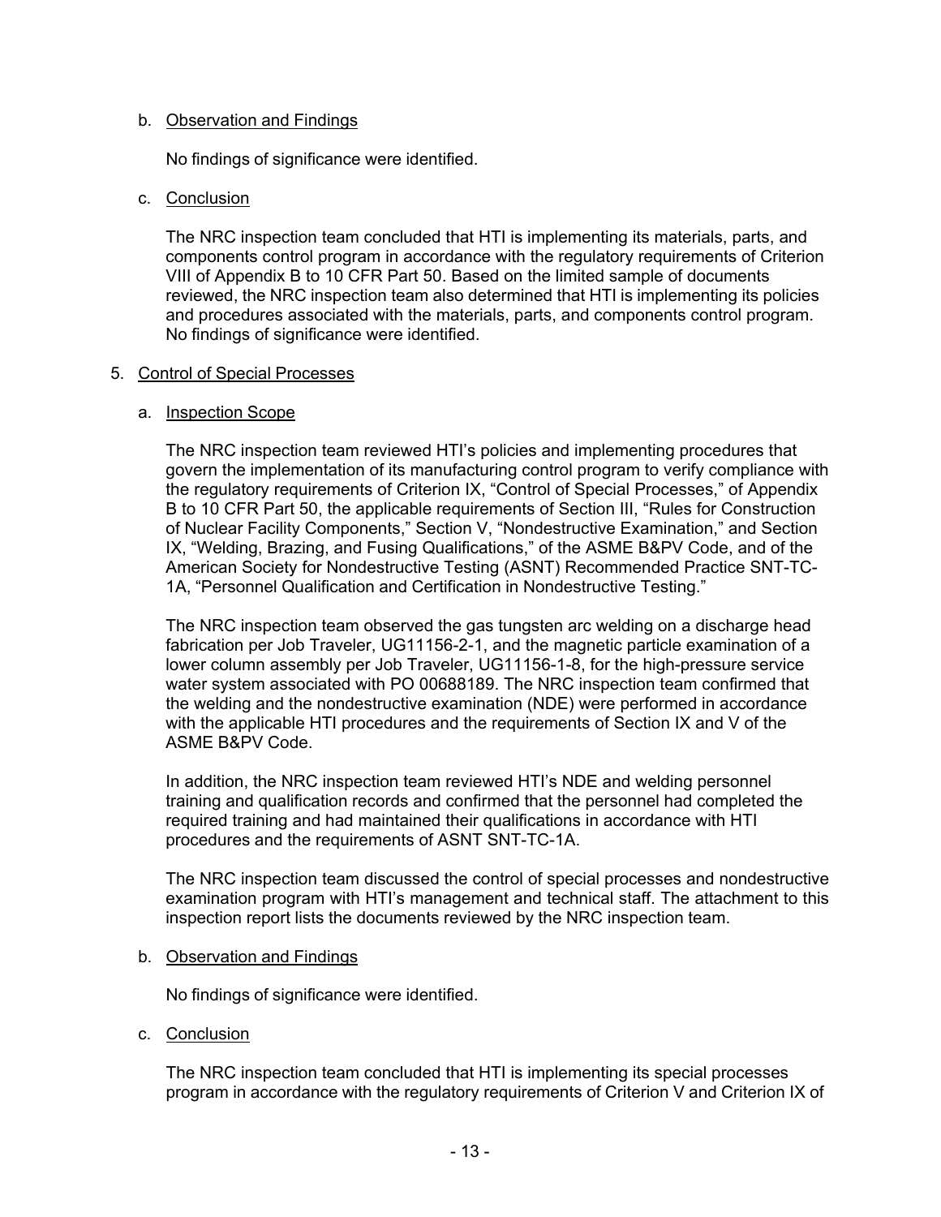b. Observation and Findings

No findings of significance were identified.

c. Conclusion

The NRC inspection team concluded that HTI is implementing its materials, parts, and components control program in accordance with the regulatory requirements of Criterion VIII of Appendix B to 10 CFR Part 50. Based on the limited sample of documents reviewed, the NRC inspection team also determined that HTI is implementing its policies and procedures associated with the materials, parts, and components control program. No findings of significance were identified.

5. Control of Special Processes

a. Inspection Scope

The NRC inspection team reviewed HTI's policies and implementing procedures that govern the implementation of its manufacturing control program to verify compliance with the regulatory requirements of Criterion IX, "Control of Special Processes," of Appendix B to 10 CFR Part 50, the applicable requirements of Section III, "Rules for Construction of Nuclear Facility Components," Section V, "Nondestructive Examination," and Section IX, "Welding, Brazing, and Fusing Qualifications," of the ASME B&PV Code, and of the American Society for Nondestructive Testing (ASNT) Recommended Practice SNT-TC-1A, "Personnel Qualification and Certification in Nondestructive Testing."

The NRC inspection team observed the gas tungsten arc welding on a discharge head fabrication per Job Traveler, UG11156-2-1, and the magnetic particle examination of a lower column assembly per Job Traveler, UG11156-1-8, for the high-pressure service water system associated with PO 00688189. The NRC inspection team confirmed that the welding and the nondestructive examination (NDE) were performed in accordance with the applicable HTI procedures and the requirements of Section IX and V of the ASME B&PV Code.

In addition, the NRC inspection team reviewed HTI's NDE and welding personnel training and qualification records and confirmed that the personnel had completed the required training and had maintained their qualifications in accordance with HTI procedures and the requirements of ASNT SNT-TC-1A.

The NRC inspection team discussed the control of special processes and nondestructive examination program with HTI's management and technical staff. The attachment to this inspection report lists the documents reviewed by the NRC inspection team.

b. Observation and Findings

No findings of significance were identified.

c. Conclusion

The NRC inspection team concluded that HTI is implementing its special processes program in accordance with the regulatory requirements of Criterion V and Criterion IX of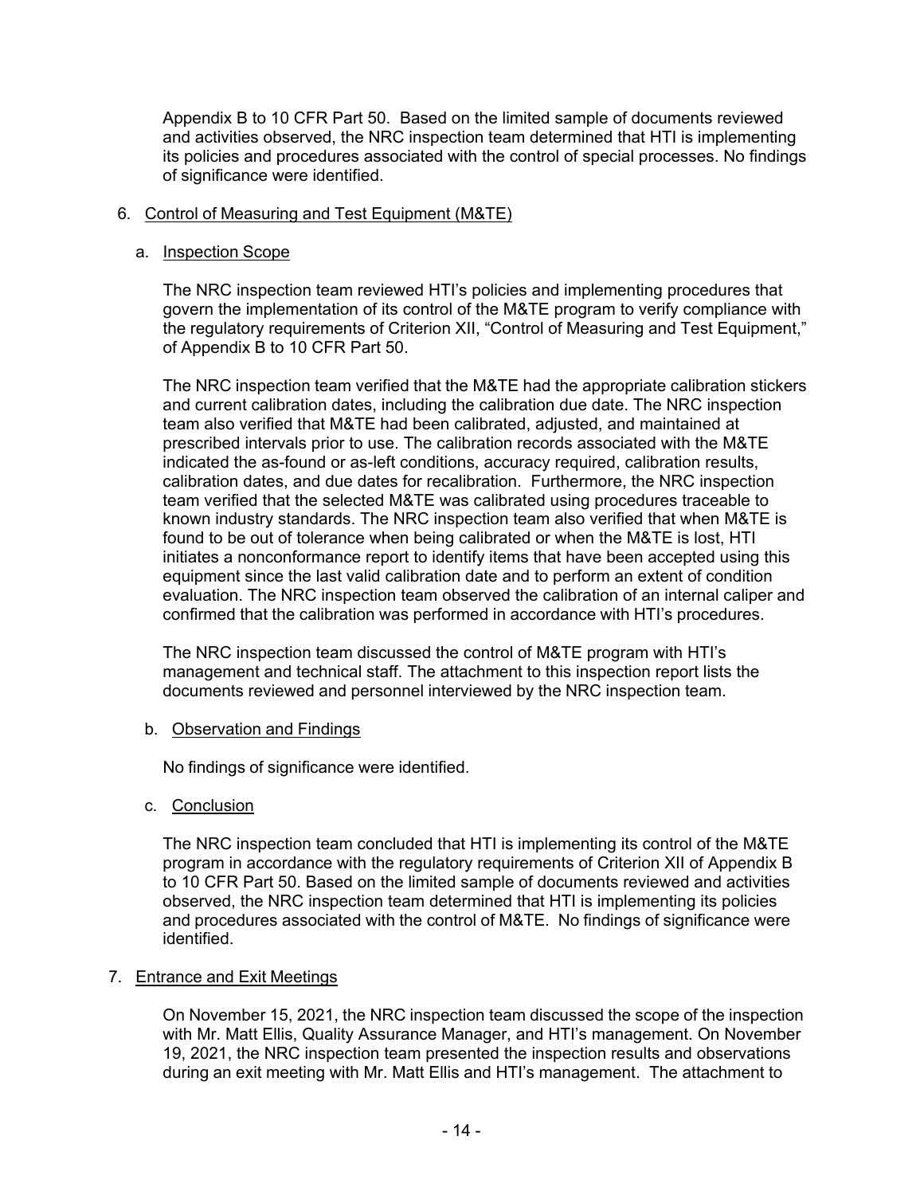Appendix B to 10 CFR Part 50. Based on the limited sample of documents reviewed and activities observed, the NRC inspection team determined that HTI is implementing its policies and procedures associated with the control of special processes. No findings of significance were identified.

6. Control of Measuring and Test Equipment (M&TE)

   a. Inspection Scope

      The NRC inspection team reviewed HTI's policies and implementing procedures that govern the implementation of its control of the M&TE program to verify compliance with the regulatory requirements of Criterion XII, "Control of Measuring and Test Equipment," of Appendix B to 10 CFR Part 50.

      The NRC inspection team verified that the M&TE had the appropriate calibration stickers and current calibration dates, including the calibration due date. The NRC inspection team also verified that M&TE had been calibrated, adjusted, and maintained at prescribed intervals prior to use. The calibration records associated with the M&TE indicated the as-found or as-left conditions, accuracy required, calibration results, calibration dates, and due dates for recalibration. Furthermore, the NRC inspection team verified that the selected M&TE was calibrated using procedures traceable to known industry standards. The NRC inspection team also verified that when M&TE is found to be out of tolerance when being calibrated or when the M&TE is lost, HTI initiates a nonconformance report to identify items that have been accepted using this equipment since the last valid calibration date and to perform an extent of condition evaluation. The NRC inspection team observed the calibration of an internal caliper and confirmed that the calibration was performed in accordance with HTI's procedures.

      The NRC inspection team discussed the control of M&TE program with HTI's management and technical staff. The attachment to this inspection report lists the documents reviewed and personnel interviewed by the NRC inspection team.

   b. Observation and Findings

      No findings of significance were identified.

   c. Conclusion

      The NRC inspection team concluded that HTI is implementing its control of the M&TE program in accordance with the regulatory requirements of Criterion XII of Appendix B to 10 CFR Part 50. Based on the limited sample of documents reviewed and activities observed, the NRC inspection team determined that HTI is implementing its policies and procedures associated with the control of M&TE. No findings of significance were identified.

7. Entrance and Exit Meetings

   On November 15, 2021, the NRC inspection team discussed the scope of the inspection with Mr. Matt Ellis, Quality Assurance Manager, and HTI's management. On November 19, 2021, the NRC inspection team presented the inspection results and observations during an exit meeting with Mr. Matt Ellis and HTI's management. The attachment to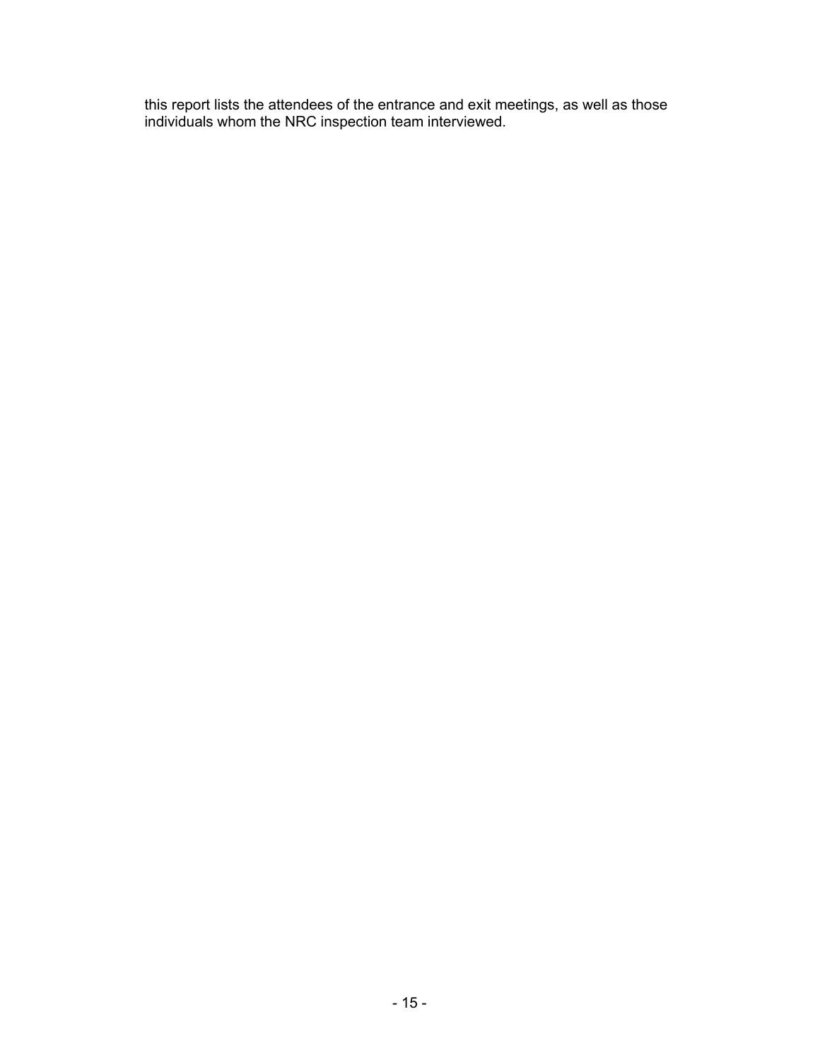this report lists the attendees of the entrance and exit meetings, as well as those individuals whom the NRC inspection team interviewed.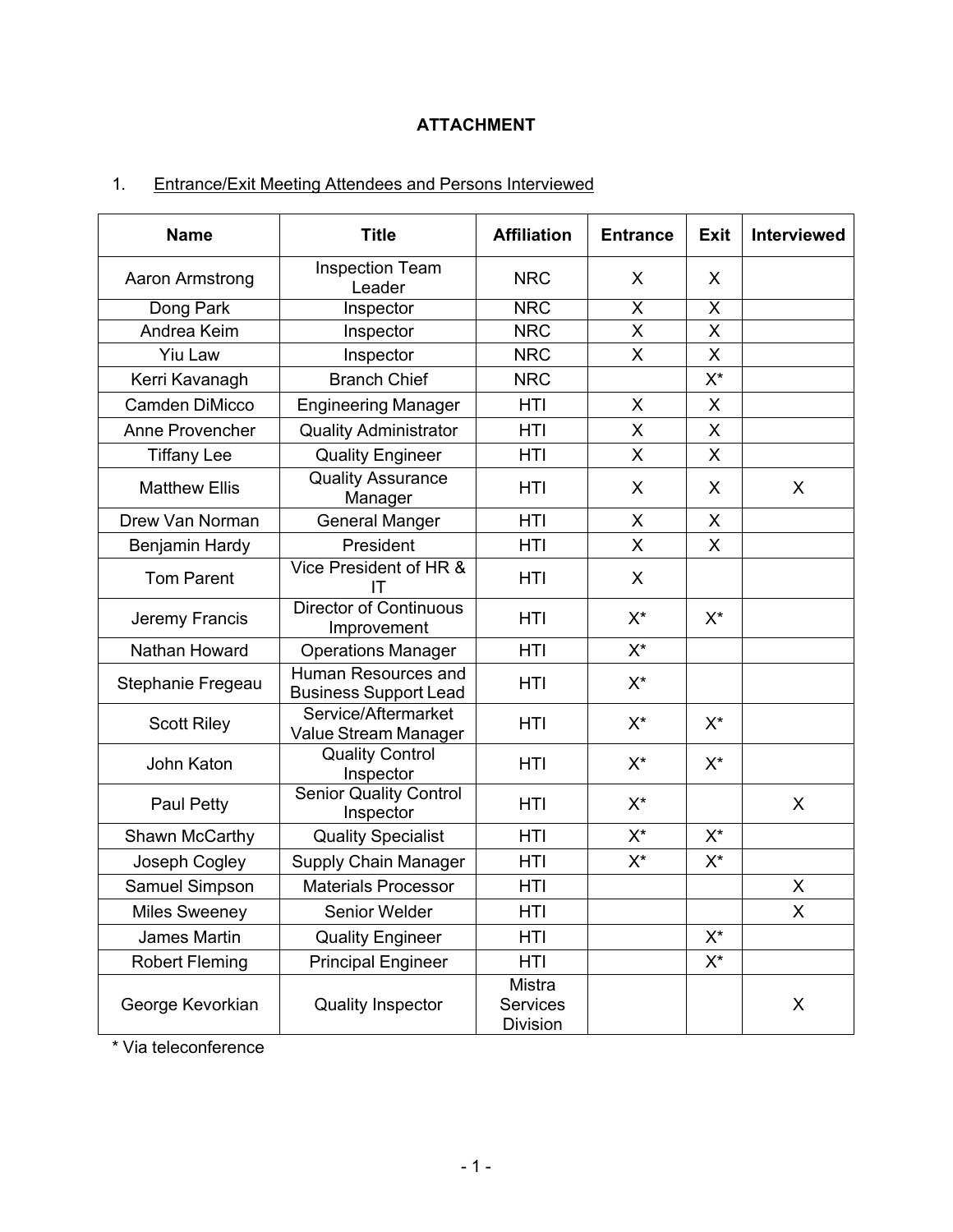**ATTACHMENT**

1. Entrance/Exit Meeting Attendees and Persons Interviewed

| Name | Title | Affiliation | Entrance | Exit | Interviewed |
|---|---|---|---|---|---|
| Aaron Armstrong | Inspection Team Leader | NRC | X | X | |
| Dong Park | Inspector | NRC | X | X | |
| Andrea Keim | Inspector | NRC | X | X | |
| Yiu Law | Inspector | NRC | X | X | |
| Kerri Kavanagh | Branch Chief | NRC | | X* | |
| Camden DiMicco | Engineering Manager | HTI | X | X | |
| Anne Provencher | Quality Administrator | HTI | X | X | |
| Tiffany Lee | Quality Engineer | HTI | X | X | |
| Matthew Ellis | Quality Assurance Manager | HTI | X | X | X |
| Drew Van Norman | General Manger | HTI | X | X | |
| Benjamin Hardy | President | HTI | X | X | |
| Tom Parent | Vice President of HR & IT | HTI | X | | |
| Jeremy Francis | Director of Continuous Improvement | HTI | X* | X* | |
| Nathan Howard | Operations Manager | HTI | X* | | |
| Stephanie Fregeau | Human Resources and Business Support Lead | HTI | X* | | |
| Scott Riley | Service/Aftermarket Value Stream Manager | HTI | X* | X* | |
| John Katon | Quality Control Inspector | HTI | X* | X* | |
| Paul Petty | Senior Quality Control Inspector | HTI | X* | | X |
| Shawn McCarthy | Quality Specialist | HTI | X* | X* | |
| Joseph Cogley | Supply Chain Manager | HTI | X* | X* | |
| Samuel Simpson | Materials Processor | HTI | | | X |
| Miles Sweeney | Senior Welder | HTI | | | X |
| James Martin | Quality Engineer | HTI | | X* | |
| Robert Fleming | Principal Engineer | HTI | | X* | |
| George Kevorkian | Quality Inspector | Mistra Services Division | | | X |

\* Via teleconference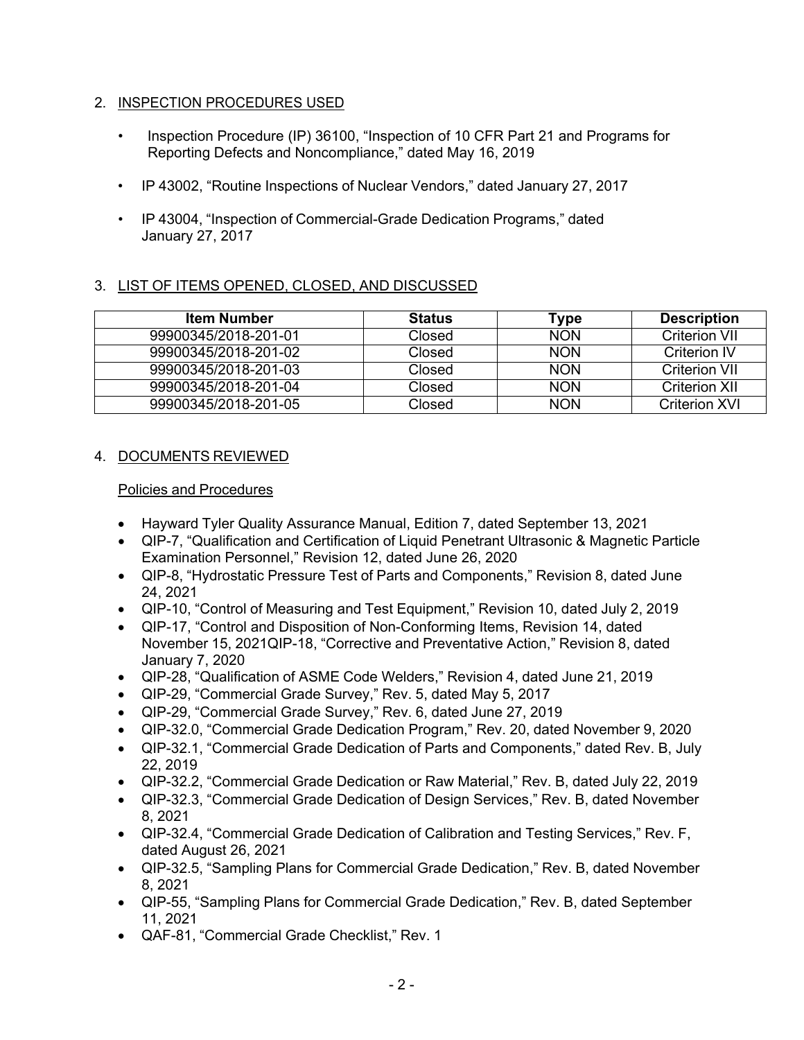## 2. INSPECTION PROCEDURES USED

- Inspection Procedure (IP) 36100, "Inspection of 10 CFR Part 21 and Programs for Reporting Defects and Noncompliance," dated May 16, 2019
- IP 43002, "Routine Inspections of Nuclear Vendors," dated January 27, 2017
- IP 43004, "Inspection of Commercial-Grade Dedication Programs," dated January 27, 2017

## 3. LIST OF ITEMS OPENED, CLOSED, AND DISCUSSED

| Item Number | Status | Type | Description |
|---|---|---|---|
| 99900345/2018-201-01 | Closed | NON | Criterion VII |
| 99900345/2018-201-02 | Closed | NON | Criterion IV |
| 99900345/2018-201-03 | Closed | NON | Criterion VII |
| 99900345/2018-201-04 | Closed | NON | Criterion XII |
| 99900345/2018-201-05 | Closed | NON | Criterion XVI |

## 4. DOCUMENTS REVIEWED

Policies and Procedures

- Hayward Tyler Quality Assurance Manual, Edition 7, dated September 13, 2021
- QIP-7, "Qualification and Certification of Liquid Penetrant Ultrasonic & Magnetic Particle Examination Personnel," Revision 12, dated June 26, 2020
- QIP-8, "Hydrostatic Pressure Test of Parts and Components," Revision 8, dated June 24, 2021
- QIP-10, "Control of Measuring and Test Equipment," Revision 10, dated July 2, 2019
- QIP-17, "Control and Disposition of Non-Conforming Items, Revision 14, dated November 15, 2021QIP-18, "Corrective and Preventative Action," Revision 8, dated January 7, 2020
- QIP-28, "Qualification of ASME Code Welders," Revision 4, dated June 21, 2019
- QIP-29, "Commercial Grade Survey," Rev. 5, dated May 5, 2017
- QIP-29, "Commercial Grade Survey," Rev. 6, dated June 27, 2019
- QIP-32.0, "Commercial Grade Dedication Program," Rev. 20, dated November 9, 2020
- QIP-32.1, "Commercial Grade Dedication of Parts and Components," dated Rev. B, July 22, 2019
- QIP-32.2, "Commercial Grade Dedication or Raw Material," Rev. B, dated July 22, 2019
- QIP-32.3, "Commercial Grade Dedication of Design Services," Rev. B, dated November 8, 2021
- QIP-32.4, "Commercial Grade Dedication of Calibration and Testing Services," Rev. F, dated August 26, 2021
- QIP-32.5, "Sampling Plans for Commercial Grade Dedication," Rev. B, dated November 8, 2021
- QIP-55, "Sampling Plans for Commercial Grade Dedication," Rev. B, dated September 11, 2021
- QAF-81, "Commercial Grade Checklist," Rev. 1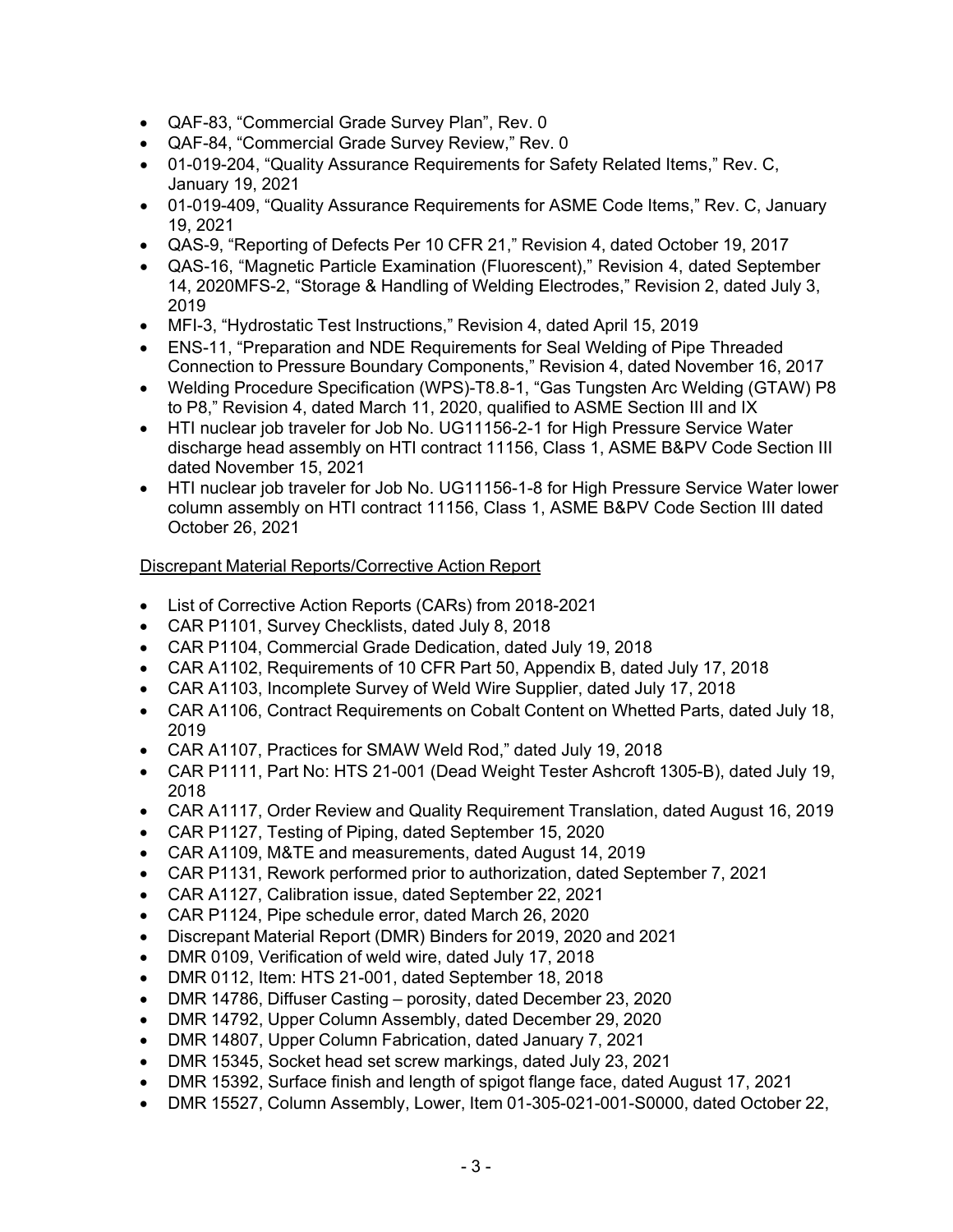- QAF-83, “Commercial Grade Survey Plan”, Rev. 0
- QAF-84, “Commercial Grade Survey Review,” Rev. 0
- 01-019-204, “Quality Assurance Requirements for Safety Related Items,” Rev. C, January 19, 2021
- 01-019-409, “Quality Assurance Requirements for ASME Code Items,” Rev. C, January 19, 2021
- QAS-9, “Reporting of Defects Per 10 CFR 21,” Revision 4, dated October 19, 2017
- QAS-16, “Magnetic Particle Examination (Fluorescent),” Revision 4, dated September 14, 2020MFS-2, “Storage & Handling of Welding Electrodes,” Revision 2, dated July 3, 2019
- MFI-3, “Hydrostatic Test Instructions,” Revision 4, dated April 15, 2019
- ENS-11, “Preparation and NDE Requirements for Seal Welding of Pipe Threaded Connection to Pressure Boundary Components,” Revision 4, dated November 16, 2017
- Welding Procedure Specification (WPS)-T8.8-1, “Gas Tungsten Arc Welding (GTAW) P8 to P8,” Revision 4, dated March 11, 2020, qualified to ASME Section III and IX
- HTI nuclear job traveler for Job No. UG11156-2-1 for High Pressure Service Water discharge head assembly on HTI contract 11156, Class 1, ASME B&PV Code Section III dated November 15, 2021
- HTI nuclear job traveler for Job No. UG11156-1-8 for High Pressure Service Water lower column assembly on HTI contract 11156, Class 1, ASME B&PV Code Section III dated October 26, 2021

Discrepant Material Reports/Corrective Action Report

- List of Corrective Action Reports (CARs) from 2018-2021
- CAR P1101, Survey Checklists, dated July 8, 2018
- CAR P1104, Commercial Grade Dedication, dated July 19, 2018
- CAR A1102, Requirements of 10 CFR Part 50, Appendix B, dated July 17, 2018
- CAR A1103, Incomplete Survey of Weld Wire Supplier, dated July 17, 2018
- CAR A1106, Contract Requirements on Cobalt Content on Whetted Parts, dated July 18, 2019
- CAR A1107, Practices for SMAW Weld Rod,” dated July 19, 2018
- CAR P1111, Part No: HTS 21-001 (Dead Weight Tester Ashcroft 1305-B), dated July 19, 2018
- CAR A1117, Order Review and Quality Requirement Translation, dated August 16, 2019
- CAR P1127, Testing of Piping, dated September 15, 2020
- CAR A1109, M&TE and measurements, dated August 14, 2019
- CAR P1131, Rework performed prior to authorization, dated September 7, 2021
- CAR A1127, Calibration issue, dated September 22, 2021
- CAR P1124, Pipe schedule error, dated March 26, 2020
- Discrepant Material Report (DMR) Binders for 2019, 2020 and 2021
- DMR 0109, Verification of weld wire, dated July 17, 2018
- DMR 0112, Item: HTS 21-001, dated September 18, 2018
- DMR 14786, Diffuser Casting – porosity, dated December 23, 2020
- DMR 14792, Upper Column Assembly, dated December 29, 2020
- DMR 14807, Upper Column Fabrication, dated January 7, 2021
- DMR 15345, Socket head set screw markings, dated July 23, 2021
- DMR 15392, Surface finish and length of spigot flange face, dated August 17, 2021
- DMR 15527, Column Assembly, Lower, Item 01-305-021-001-S0000, dated October 22,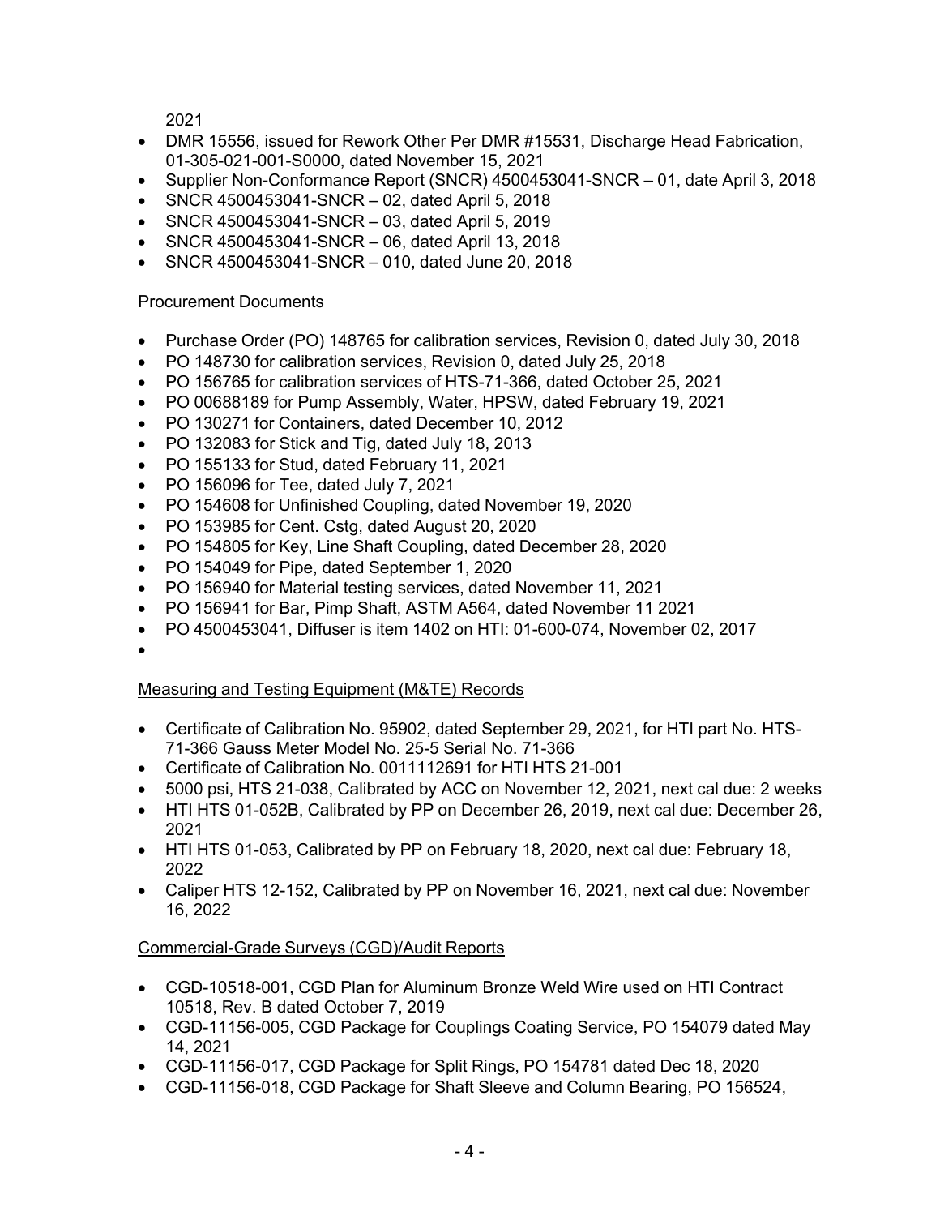2021

- DMR 15556, issued for Rework Other Per DMR #15531, Discharge Head Fabrication, 01-305-021-001-S0000, dated November 15, 2021
- Supplier Non-Conformance Report (SNCR) 4500453041-SNCR – 01, date April 3, 2018
- SNCR 4500453041-SNCR – 02, dated April 5, 2018
- SNCR 4500453041-SNCR – 03, dated April 5, 2019
- SNCR 4500453041-SNCR – 06, dated April 13, 2018
- SNCR 4500453041-SNCR – 010, dated June 20, 2018

Procurement Documents

- Purchase Order (PO) 148765 for calibration services, Revision 0, dated July 30, 2018
- PO 148730 for calibration services, Revision 0, dated July 25, 2018
- PO 156765 for calibration services of HTS-71-366, dated October 25, 2021
- PO 00688189 for Pump Assembly, Water, HPSW, dated February 19, 2021
- PO 130271 for Containers, dated December 10, 2012
- PO 132083 for Stick and Tig, dated July 18, 2013
- PO 155133 for Stud, dated February 11, 2021
- PO 156096 for Tee, dated July 7, 2021
- PO 154608 for Unfinished Coupling, dated November 19, 2020
- PO 153985 for Cent. Cstg, dated August 20, 2020
- PO 154805 for Key, Line Shaft Coupling, dated December 28, 2020
- PO 154049 for Pipe, dated September 1, 2020
- PO 156940 for Material testing services, dated November 11, 2021
- PO 156941 for Bar, Pimp Shaft, ASTM A564, dated November 11 2021
- PO 4500453041, Diffuser is item 1402 on HTI: 01-600-074, November 02, 2017
-

Measuring and Testing Equipment (M&TE) Records

- Certificate of Calibration No. 95902, dated September 29, 2021, for HTI part No. HTS-71-366 Gauss Meter Model No. 25-5 Serial No. 71-366
- Certificate of Calibration No. 0011112691 for HTI HTS 21-001
- 5000 psi, HTS 21-038, Calibrated by ACC on November 12, 2021, next cal due: 2 weeks
- HTI HTS 01-052B, Calibrated by PP on December 26, 2019, next cal due: December 26, 2021
- HTI HTS 01-053, Calibrated by PP on February 18, 2020, next cal due: February 18, 2022
- Caliper HTS 12-152, Calibrated by PP on November 16, 2021, next cal due: November 16, 2022

Commercial-Grade Surveys (CGD)/Audit Reports

- CGD-10518-001, CGD Plan for Aluminum Bronze Weld Wire used on HTI Contract 10518, Rev. B dated October 7, 2019
- CGD-11156-005, CGD Package for Couplings Coating Service, PO 154079 dated May 14, 2021
- CGD-11156-017, CGD Package for Split Rings, PO 154781 dated Dec 18, 2020
- CGD-11156-018, CGD Package for Shaft Sleeve and Column Bearing, PO 156524,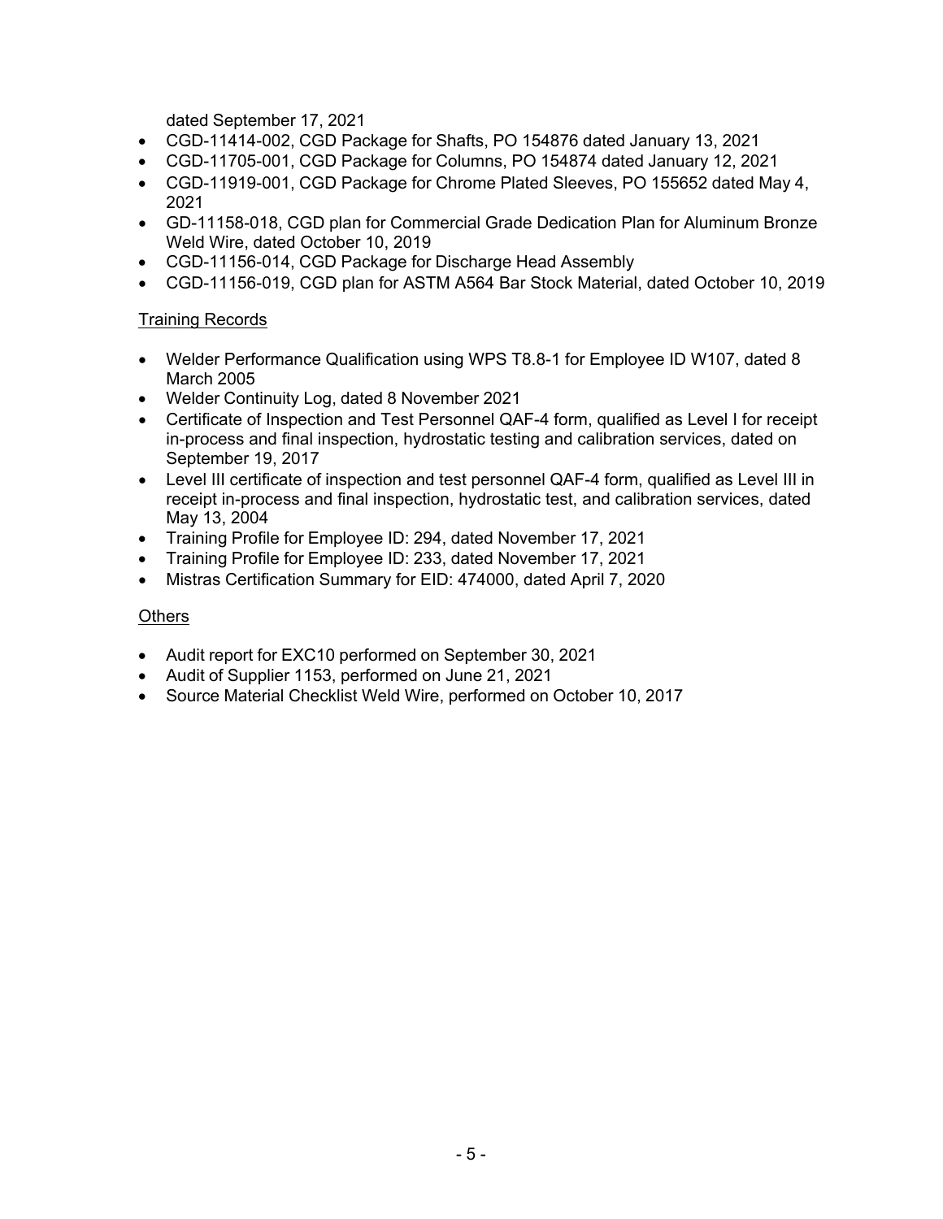dated September 17, 2021

- CGD-11414-002, CGD Package for Shafts, PO 154876 dated January 13, 2021
- CGD-11705-001, CGD Package for Columns, PO 154874 dated January 12, 2021
- CGD-11919-001, CGD Package for Chrome Plated Sleeves, PO 155652 dated May 4, 2021
- GD-11158-018, CGD plan for Commercial Grade Dedication Plan for Aluminum Bronze Weld Wire, dated October 10, 2019
- CGD-11156-014, CGD Package for Discharge Head Assembly
- CGD-11156-019, CGD plan for ASTM A564 Bar Stock Material, dated October 10, 2019

<u>Training Records</u>

- Welder Performance Qualification using WPS T8.8-1 for Employee ID W107, dated 8 March 2005
- Welder Continuity Log, dated 8 November 2021
- Certificate of Inspection and Test Personnel QAF-4 form, qualified as Level I for receipt in-process and final inspection, hydrostatic testing and calibration services, dated on September 19, 2017
- Level III certificate of inspection and test personnel QAF-4 form, qualified as Level III in receipt in-process and final inspection, hydrostatic test, and calibration services, dated May 13, 2004
- Training Profile for Employee ID: 294, dated November 17, 2021
- Training Profile for Employee ID: 233, dated November 17, 2021
- Mistras Certification Summary for EID: 474000, dated April 7, 2020

<u>Others</u>

- Audit report for EXC10 performed on September 30, 2021
- Audit of Supplier 1153, performed on June 21, 2021
- Source Material Checklist Weld Wire, performed on October 10, 2017